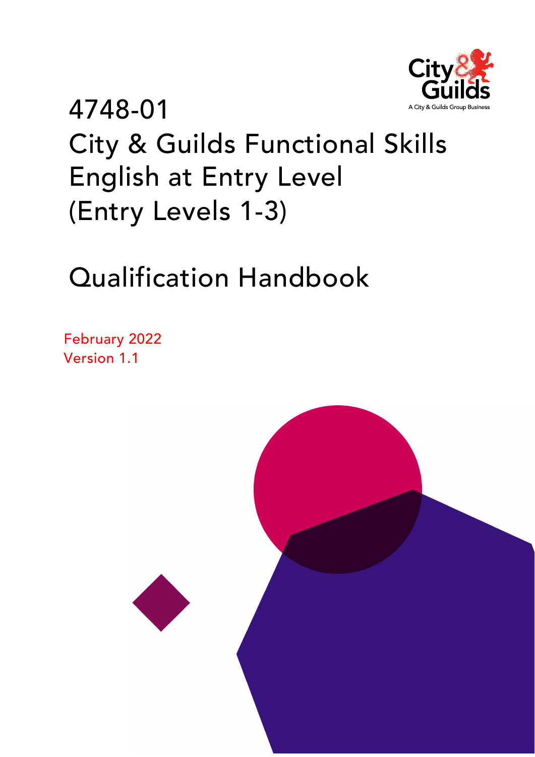# 4748-01

# City & Guilds Functional Skills English at Entry Level (Entry Levels 1-3)

# Qualification Handbook

February 2022
Version 1.1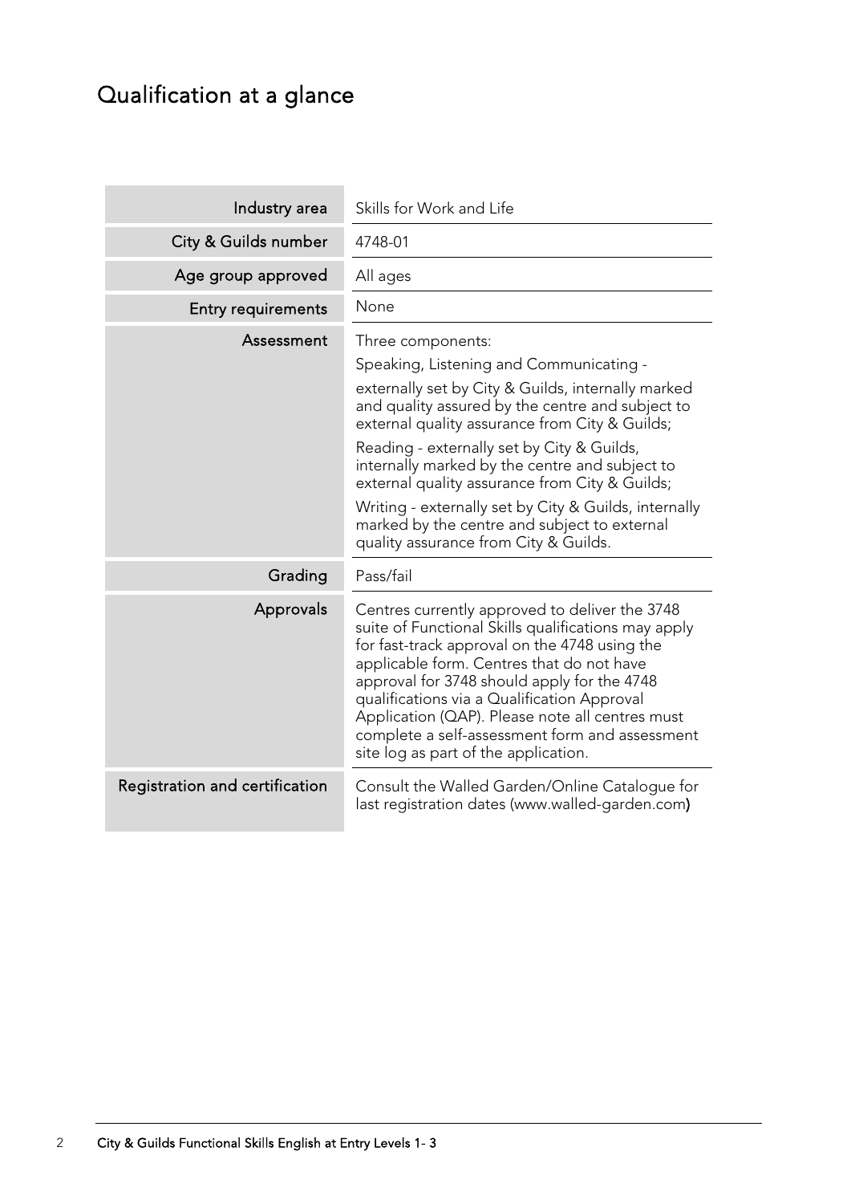# Qualification at a glance

| | |
|---|---|
| Industry area | Skills for Work and Life |
| City & Guilds number | 4748-01 |
| Age group approved | All ages |
| Entry requirements | None |
| Assessment | Three components:<br>Speaking, Listening and Communicating -<br>externally set by City & Guilds, internally marked and quality assured by the centre and subject to external quality assurance from City & Guilds;<br>Reading - externally set by City & Guilds, internally marked by the centre and subject to external quality assurance from City & Guilds;<br>Writing - externally set by City & Guilds, internally marked by the centre and subject to external quality assurance from City & Guilds. |
| Grading | Pass/fail |
| Approvals | Centres currently approved to deliver the 3748 suite of Functional Skills qualifications may apply for fast-track approval on the 4748 using the applicable form. Centres that do not have approval for 3748 should apply for the 4748 qualifications via a Qualification Approval Application (QAP). Please note all centres must complete a self-assessment form and assessment site log as part of the application. |
| Registration and certification | Consult the Walled Garden/Online Catalogue for last registration dates (www.walled-garden.com) |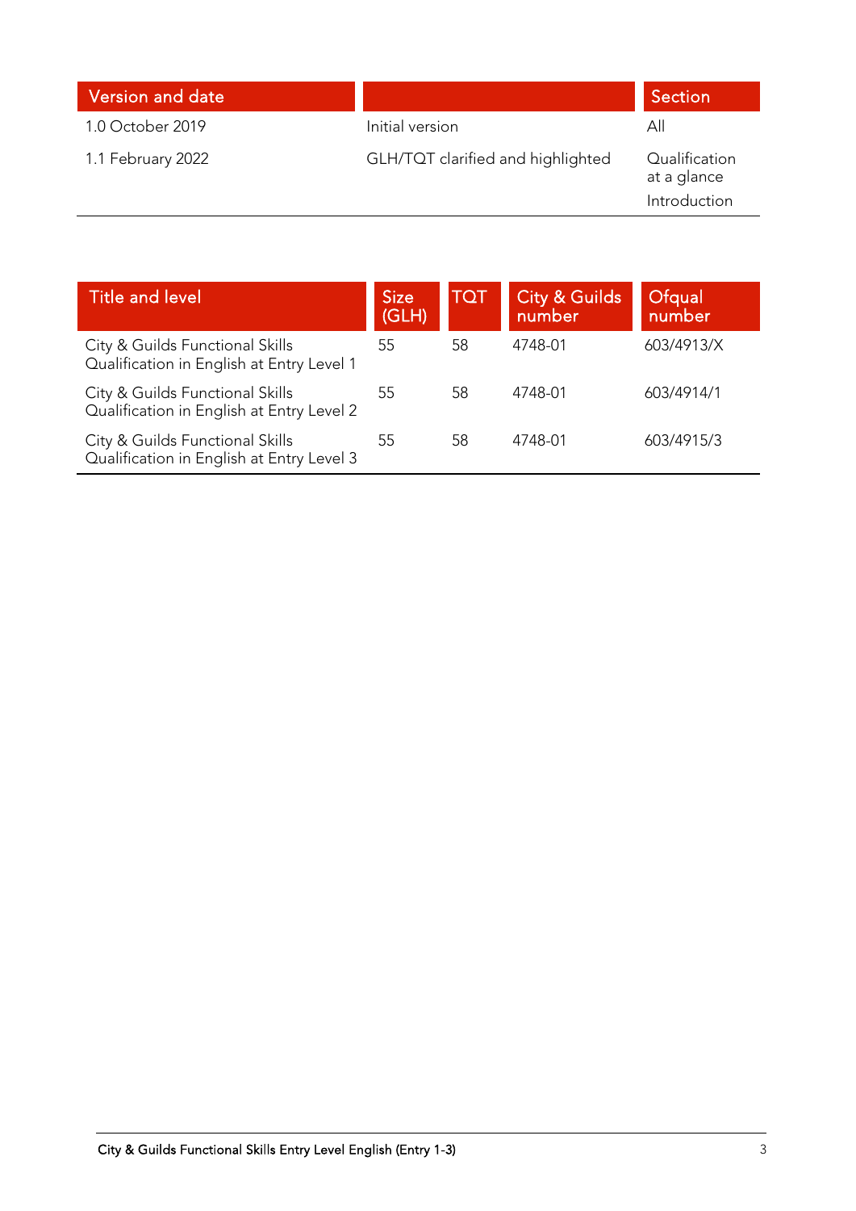| Version and date | | Section |
|---|---|---|
| 1.0 October 2019 | Initial version | All |
| 1.1 February 2022 | GLH/TQT clarified and highlighted | Qualification at a glance<br>Introduction |

| Title and level | Size (GLH) | TQT | City & Guilds number | Ofqual number |
|---|---|---|---|---|
| City & Guilds Functional Skills Qualification in English at Entry Level 1 | 55 | 58 | 4748-01 | 603/4913/X |
| City & Guilds Functional Skills Qualification in English at Entry Level 2 | 55 | 58 | 4748-01 | 603/4914/1 |
| City & Guilds Functional Skills Qualification in English at Entry Level 3 | 55 | 58 | 4748-01 | 603/4915/3 |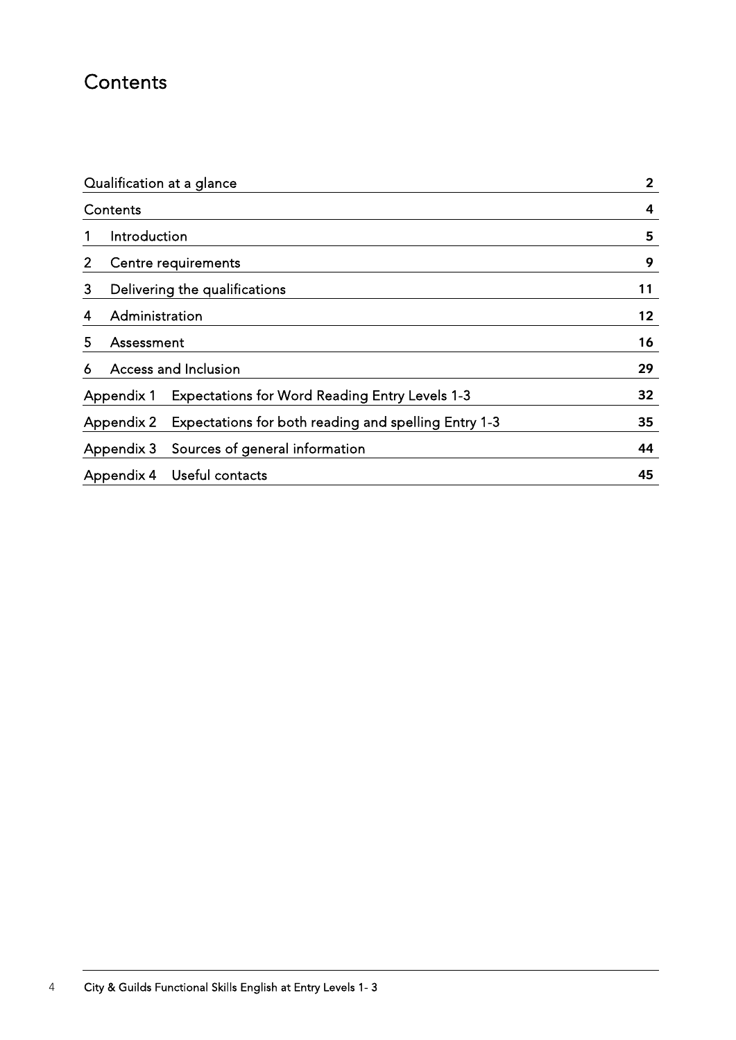# Contents

| | |
|---|---|
| Qualification at a glance | **2** |
| Contents | **4** |
| 1 Introduction | **5** |
| 2 Centre requirements | **9** |
| 3 Delivering the qualifications | **11** |
| 4 Administration | **12** |
| 5 Assessment | **16** |
| 6 Access and Inclusion | **29** |
| Appendix 1 Expectations for Word Reading Entry Levels 1-3 | **32** |
| Appendix 2 Expectations for both reading and spelling Entry 1-3 | **35** |
| Appendix 3 Sources of general information | **44** |
| Appendix 4 Useful contacts | **45** |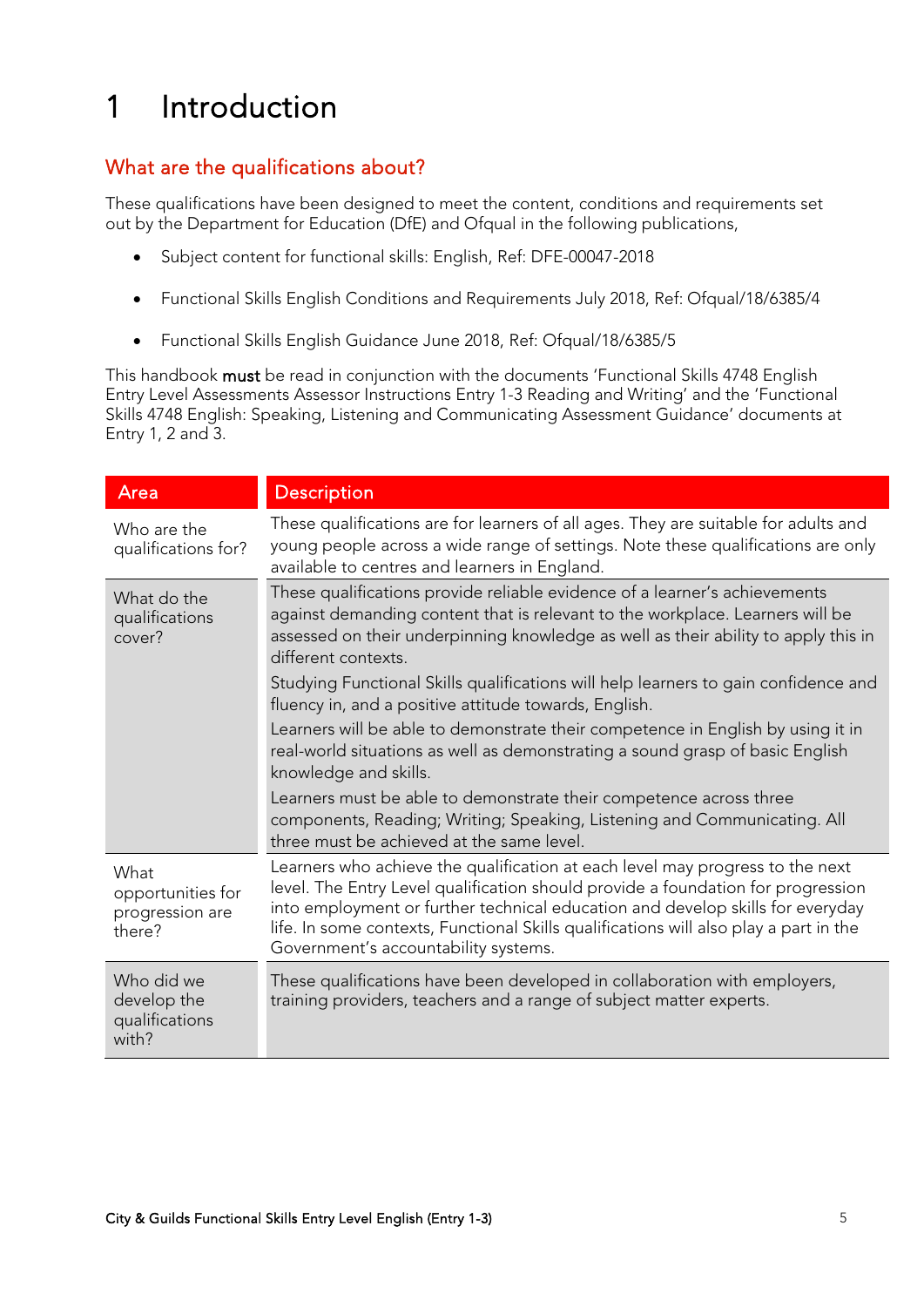# 1 Introduction

## What are the qualifications about?

These qualifications have been designed to meet the content, conditions and requirements set out by the Department for Education (DfE) and Ofqual in the following publications,

- Subject content for functional skills: English, Ref: DFE-00047-2018
- Functional Skills English Conditions and Requirements July 2018, Ref: Ofqual/18/6385/4
- Functional Skills English Guidance June 2018, Ref: Ofqual/18/6385/5

This handbook **must** be read in conjunction with the documents 'Functional Skills 4748 English Entry Level Assessments Assessor Instructions Entry 1-3 Reading and Writing' and the 'Functional Skills 4748 English: Speaking, Listening and Communicating Assessment Guidance' documents at Entry 1, 2 and 3.

| Area | Description |
|---|---|
| Who are the qualifications for? | These qualifications are for learners of all ages. They are suitable for adults and young people across a wide range of settings. Note these qualifications are only available to centres and learners in England. |
| What do the qualifications cover? | These qualifications provide reliable evidence of a learner's achievements against demanding content that is relevant to the workplace. Learners will be assessed on their underpinning knowledge as well as their ability to apply this in different contexts.<br>Studying Functional Skills qualifications will help learners to gain confidence and fluency in, and a positive attitude towards, English.<br>Learners will be able to demonstrate their competence in English by using it in real-world situations as well as demonstrating a sound grasp of basic English knowledge and skills.<br>Learners must be able to demonstrate their competence across three components, Reading; Writing; Speaking, Listening and Communicating. All three must be achieved at the same level. |
| What opportunities for progression are there? | Learners who achieve the qualification at each level may progress to the next level. The Entry Level qualification should provide a foundation for progression into employment or further technical education and develop skills for everyday life. In some contexts, Functional Skills qualifications will also play a part in the Government's accountability systems. |
| Who did we develop the qualifications with? | These qualifications have been developed in collaboration with employers, training providers, teachers and a range of subject matter experts. |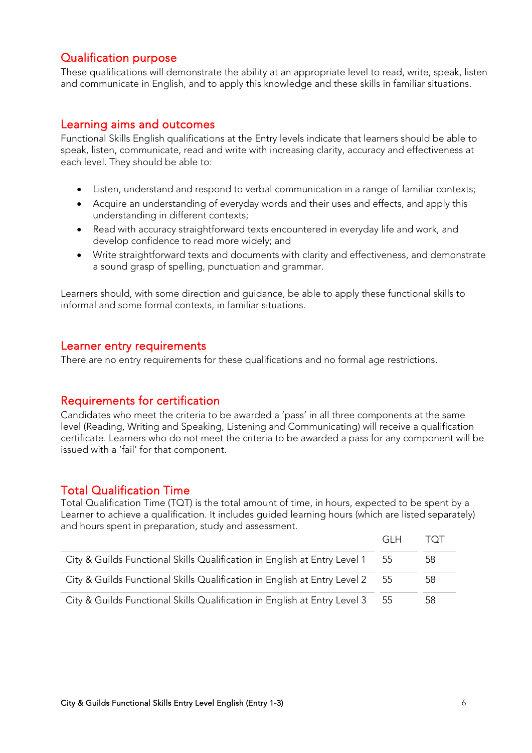## Qualification purpose

These qualifications will demonstrate the ability at an appropriate level to read, write, speak, listen and communicate in English, and to apply this knowledge and these skills in familiar situations.

## Learning aims and outcomes

Functional Skills English qualifications at the Entry levels indicate that learners should be able to speak, listen, communicate, read and write with increasing clarity, accuracy and effectiveness at each level. They should be able to:

- Listen, understand and respond to verbal communication in a range of familiar contexts;
- Acquire an understanding of everyday words and their uses and effects, and apply this understanding in different contexts;
- Read with accuracy straightforward texts encountered in everyday life and work, and develop confidence to read more widely; and
- Write straightforward texts and documents with clarity and effectiveness, and demonstrate a sound grasp of spelling, punctuation and grammar.

Learners should, with some direction and guidance, be able to apply these functional skills to informal and some formal contexts, in familiar situations.

## Learner entry requirements

There are no entry requirements for these qualifications and no formal age restrictions.

## Requirements for certification

Candidates who meet the criteria to be awarded a 'pass' in all three components at the same level (Reading, Writing and Speaking, Listening and Communicating) will receive a qualification certificate. Learners who do not meet the criteria to be awarded a pass for any component will be issued with a 'fail' for that component.

## Total Qualification Time

Total Qualification Time (TQT) is the total amount of time, in hours, expected to be spent by a Learner to achieve a qualification. It includes guided learning hours (which are listed separately) and hours spent in preparation, study and assessment.

| | GLH | TQT |
|---|---|---|
| City & Guilds Functional Skills Qualification in English at Entry Level 1 | 55 | 58 |
| City & Guilds Functional Skills Qualification in English at Entry Level 2 | 55 | 58 |
| City & Guilds Functional Skills Qualification in English at Entry Level 3 | 55 | 58 |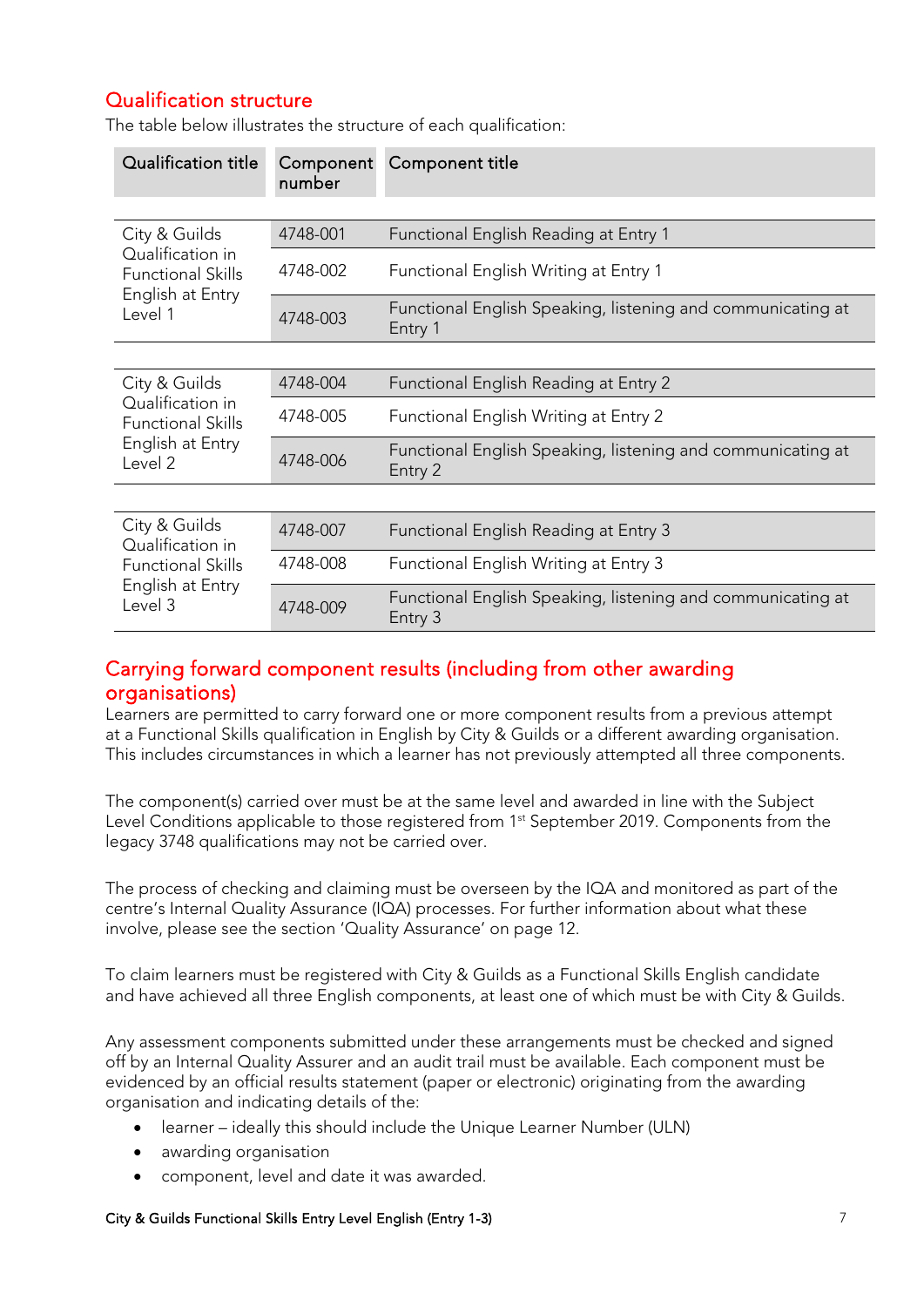## Qualification structure

The table below illustrates the structure of each qualification:

| Qualification title | Component number | Component title |
|---|---|---|
| City & Guilds Qualification in Functional Skills English at Entry Level 1 | 4748-001 | Functional English Reading at Entry 1 |
| | 4748-002 | Functional English Writing at Entry 1 |
| | 4748-003 | Functional English Speaking, listening and communicating at Entry 1 |
| City & Guilds Qualification in Functional Skills English at Entry Level 2 | 4748-004 | Functional English Reading at Entry 2 |
| | 4748-005 | Functional English Writing at Entry 2 |
| | 4748-006 | Functional English Speaking, listening and communicating at Entry 2 |
| City & Guilds Qualification in Functional Skills English at Entry Level 3 | 4748-007 | Functional English Reading at Entry 3 |
| | 4748-008 | Functional English Writing at Entry 3 |
| | 4748-009 | Functional English Speaking, listening and communicating at Entry 3 |

## Carrying forward component results (including from other awarding organisations)

Learners are permitted to carry forward one or more component results from a previous attempt at a Functional Skills qualification in English by City & Guilds or a different awarding organisation. This includes circumstances in which a learner has not previously attempted all three components.

The component(s) carried over must be at the same level and awarded in line with the Subject Level Conditions applicable to those registered from 1st September 2019. Components from the legacy 3748 qualifications may not be carried over.

The process of checking and claiming must be overseen by the IQA and monitored as part of the centre's Internal Quality Assurance (IQA) processes. For further information about what these involve, please see the section 'Quality Assurance' on page 12.

To claim learners must be registered with City & Guilds as a Functional Skills English candidate and have achieved all three English components, at least one of which must be with City & Guilds.

Any assessment components submitted under these arrangements must be checked and signed off by an Internal Quality Assurer and an audit trail must be available. Each component must be evidenced by an official results statement (paper or electronic) originating from the awarding organisation and indicating details of the:

- learner – ideally this should include the Unique Learner Number (ULN)
- awarding organisation
- component, level and date it was awarded.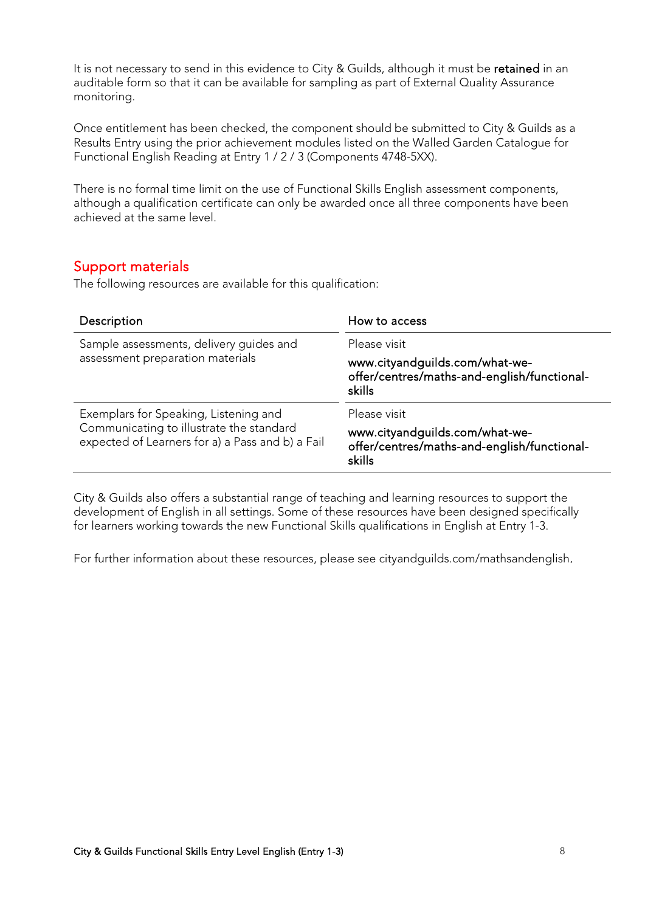It is not necessary to send in this evidence to City & Guilds, although it must be **retained** in an auditable form so that it can be available for sampling as part of External Quality Assurance monitoring.

Once entitlement has been checked, the component should be submitted to City & Guilds as a Results Entry using the prior achievement modules listed on the Walled Garden Catalogue for Functional English Reading at Entry 1 / 2 / 3 (Components 4748-5XX).

There is no formal time limit on the use of Functional Skills English assessment components, although a qualification certificate can only be awarded once all three components have been achieved at the same level.

## Support materials

The following resources are available for this qualification:

| Description | How to access |
|---|---|
| Sample assessments, delivery guides and assessment preparation materials | Please visit<br>www.cityandguilds.com/what-we-offer/centres/maths-and-english/functional-skills |
| Exemplars for Speaking, Listening and Communicating to illustrate the standard expected of Learners for a) a Pass and b) a Fail | Please visit<br>www.cityandguilds.com/what-we-offer/centres/maths-and-english/functional-skills |

City & Guilds also offers a substantial range of teaching and learning resources to support the development of English in all settings. Some of these resources have been designed specifically for learners working towards the new Functional Skills qualifications in English at Entry 1-3.

For further information about these resources, please see cityandguilds.com/mathsandenglish.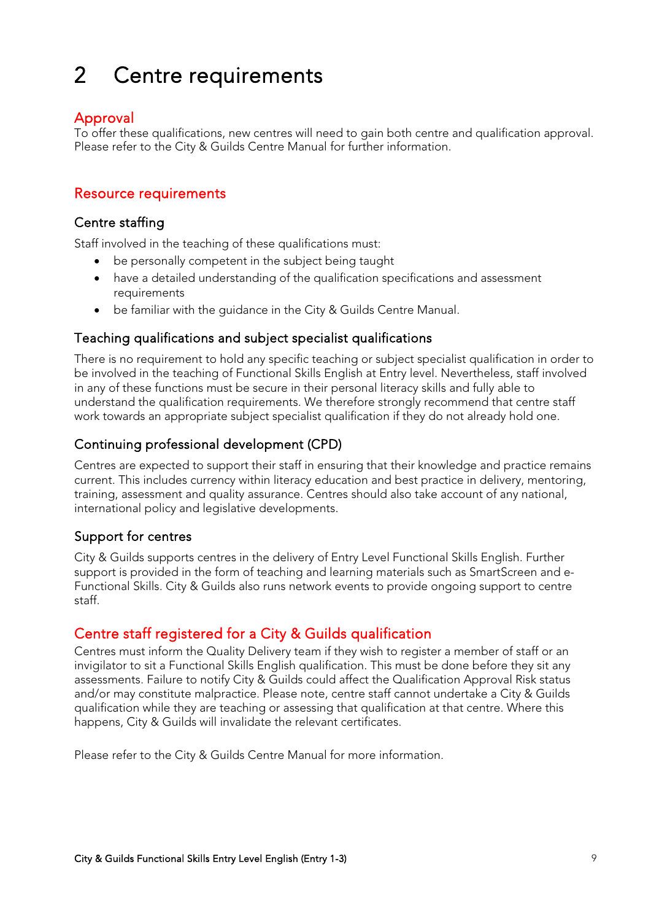# 2 Centre requirements

## Approval

To offer these qualifications, new centres will need to gain both centre and qualification approval. Please refer to the City & Guilds Centre Manual for further information.

## Resource requirements

### Centre staffing

Staff involved in the teaching of these qualifications must:

- be personally competent in the subject being taught
- have a detailed understanding of the qualification specifications and assessment requirements
- be familiar with the guidance in the City & Guilds Centre Manual.

### Teaching qualifications and subject specialist qualifications

There is no requirement to hold any specific teaching or subject specialist qualification in order to be involved in the teaching of Functional Skills English at Entry level. Nevertheless, staff involved in any of these functions must be secure in their personal literacy skills and fully able to understand the qualification requirements. We therefore strongly recommend that centre staff work towards an appropriate subject specialist qualification if they do not already hold one.

### Continuing professional development (CPD)

Centres are expected to support their staff in ensuring that their knowledge and practice remains current. This includes currency within literacy education and best practice in delivery, mentoring, training, assessment and quality assurance. Centres should also take account of any national, international policy and legislative developments.

### Support for centres

City & Guilds supports centres in the delivery of Entry Level Functional Skills English. Further support is provided in the form of teaching and learning materials such as SmartScreen and e-Functional Skills. City & Guilds also runs network events to provide ongoing support to centre staff.

## Centre staff registered for a City & Guilds qualification

Centres must inform the Quality Delivery team if they wish to register a member of staff or an invigilator to sit a Functional Skills English qualification. This must be done before they sit any assessments. Failure to notify City & Guilds could affect the Qualification Approval Risk status and/or may constitute malpractice. Please note, centre staff cannot undertake a City & Guilds qualification while they are teaching or assessing that qualification at that centre. Where this happens, City & Guilds will invalidate the relevant certificates.

Please refer to the City & Guilds Centre Manual for more information.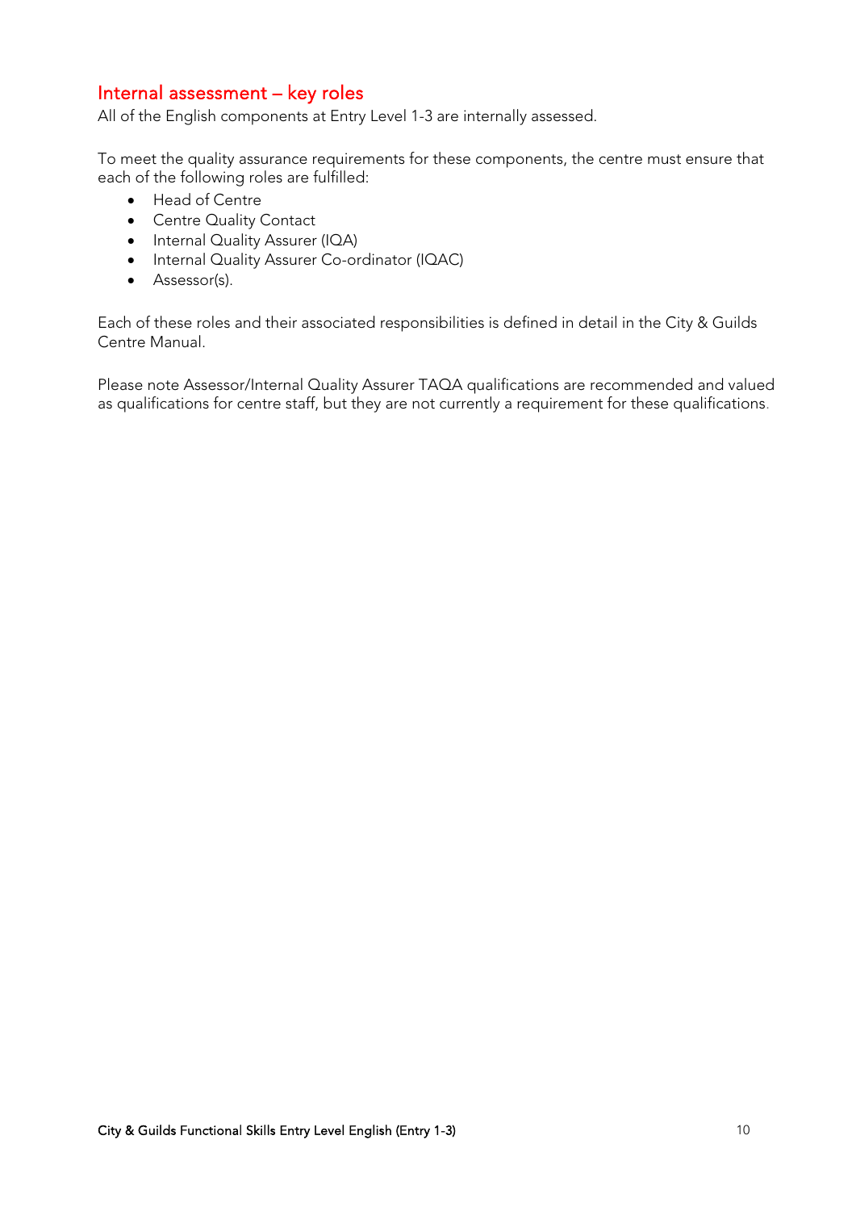## Internal assessment – key roles

All of the English components at Entry Level 1-3 are internally assessed.

To meet the quality assurance requirements for these components, the centre must ensure that each of the following roles are fulfilled:

- Head of Centre
- Centre Quality Contact
- Internal Quality Assurer (IQA)
- Internal Quality Assurer Co-ordinator (IQAC)
- Assessor(s).

Each of these roles and their associated responsibilities is defined in detail in the City & Guilds Centre Manual.

Please note Assessor/Internal Quality Assurer TAQA qualifications are recommended and valued as qualifications for centre staff, but they are not currently a requirement for these qualifications.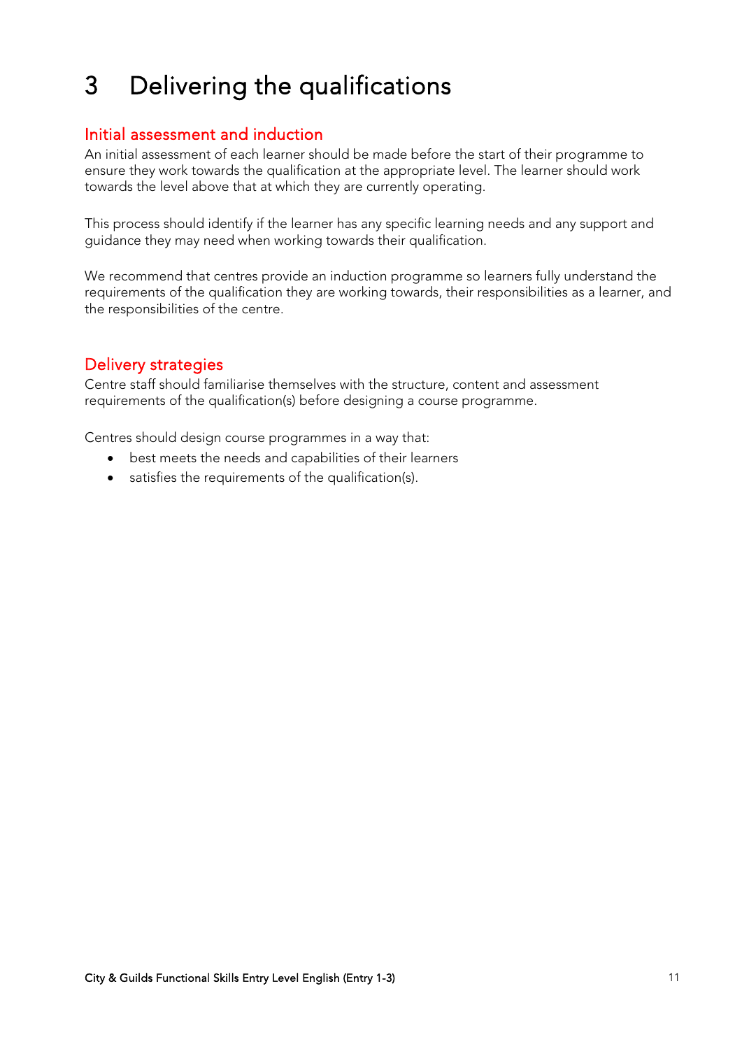# 3 Delivering the qualifications

## Initial assessment and induction

An initial assessment of each learner should be made before the start of their programme to ensure they work towards the qualification at the appropriate level. The learner should work towards the level above that at which they are currently operating.

This process should identify if the learner has any specific learning needs and any support and guidance they may need when working towards their qualification.

We recommend that centres provide an induction programme so learners fully understand the requirements of the qualification they are working towards, their responsibilities as a learner, and the responsibilities of the centre.

## Delivery strategies

Centre staff should familiarise themselves with the structure, content and assessment requirements of the qualification(s) before designing a course programme.

Centres should design course programmes in a way that:

- best meets the needs and capabilities of their learners
- satisfies the requirements of the qualification(s).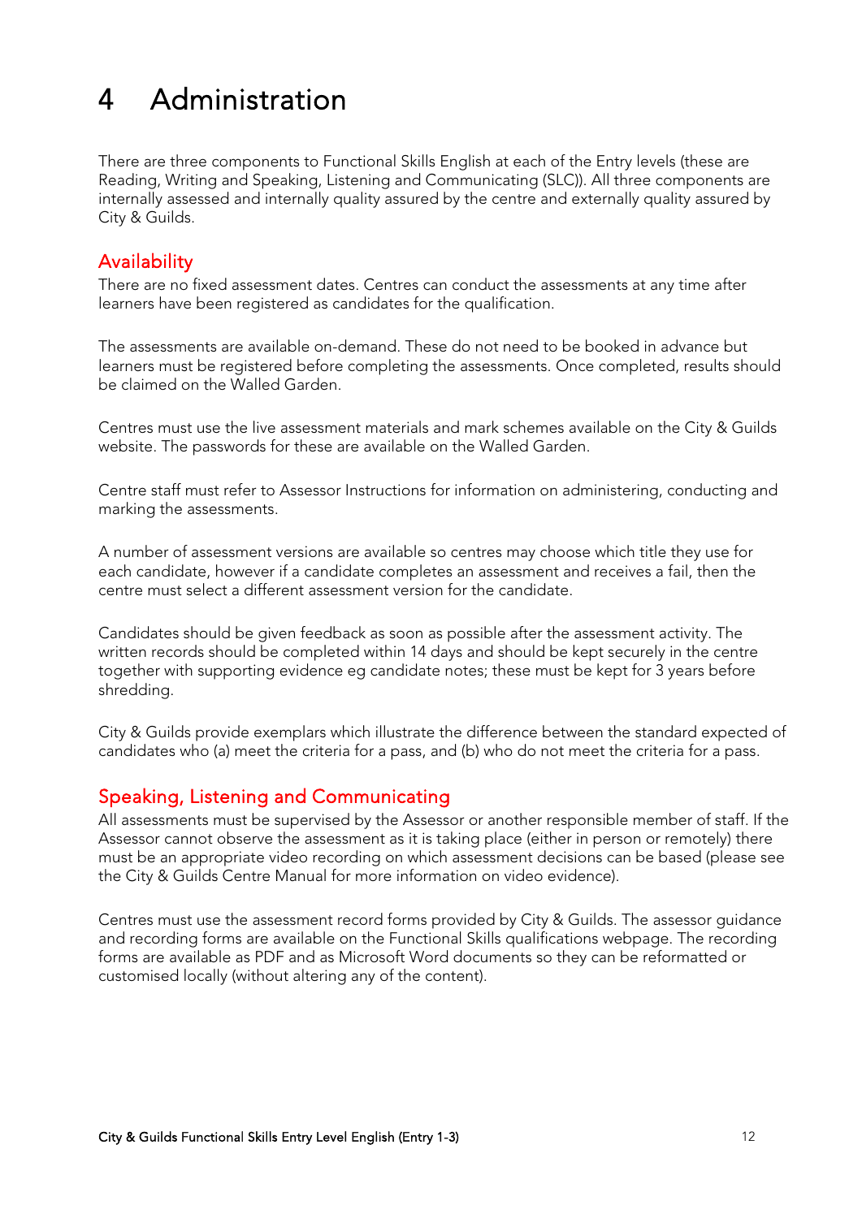# 4 Administration

There are three components to Functional Skills English at each of the Entry levels (these are Reading, Writing and Speaking, Listening and Communicating (SLC)). All three components are internally assessed and internally quality assured by the centre and externally quality assured by City & Guilds.

## Availability

There are no fixed assessment dates. Centres can conduct the assessments at any time after learners have been registered as candidates for the qualification.

The assessments are available on-demand. These do not need to be booked in advance but learners must be registered before completing the assessments. Once completed, results should be claimed on the Walled Garden.

Centres must use the live assessment materials and mark schemes available on the City & Guilds website. The passwords for these are available on the Walled Garden.

Centre staff must refer to Assessor Instructions for information on administering, conducting and marking the assessments.

A number of assessment versions are available so centres may choose which title they use for each candidate, however if a candidate completes an assessment and receives a fail, then the centre must select a different assessment version for the candidate.

Candidates should be given feedback as soon as possible after the assessment activity. The written records should be completed within 14 days and should be kept securely in the centre together with supporting evidence eg candidate notes; these must be kept for 3 years before shredding.

City & Guilds provide exemplars which illustrate the difference between the standard expected of candidates who (a) meet the criteria for a pass, and (b) who do not meet the criteria for a pass.

## Speaking, Listening and Communicating

All assessments must be supervised by the Assessor or another responsible member of staff. If the Assessor cannot observe the assessment as it is taking place (either in person or remotely) there must be an appropriate video recording on which assessment decisions can be based (please see the City & Guilds Centre Manual for more information on video evidence).

Centres must use the assessment record forms provided by City & Guilds. The assessor guidance and recording forms are available on the Functional Skills qualifications webpage. The recording forms are available as PDF and as Microsoft Word documents so they can be reformatted or customised locally (without altering any of the content).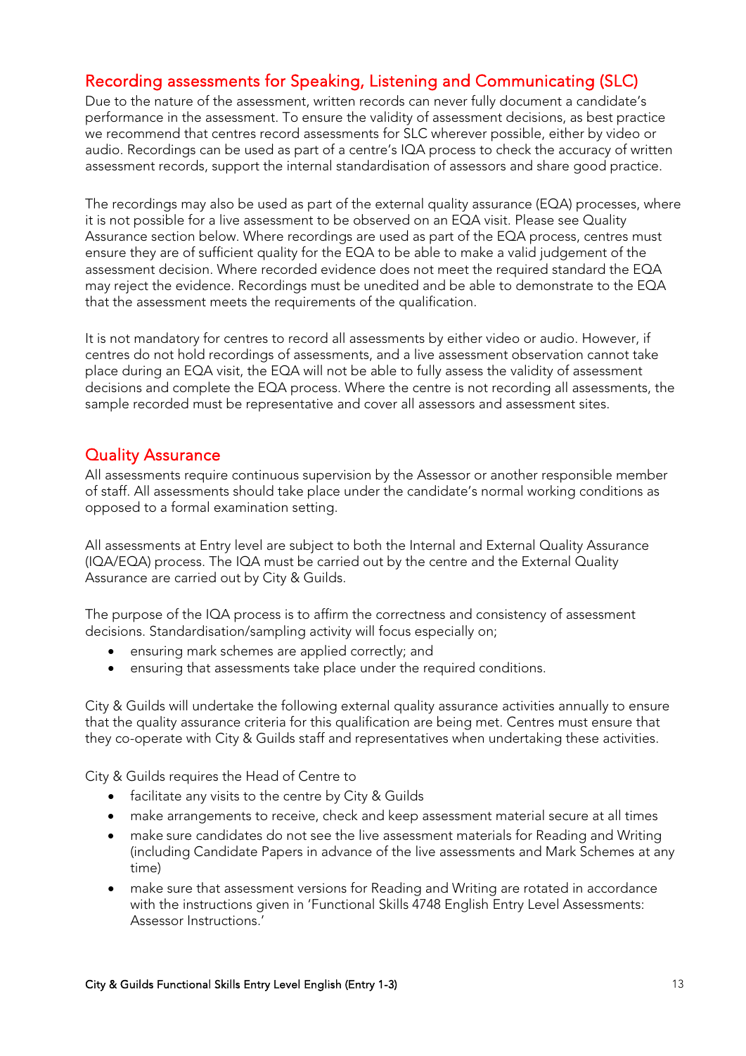## Recording assessments for Speaking, Listening and Communicating (SLC)

Due to the nature of the assessment, written records can never fully document a candidate's performance in the assessment. To ensure the validity of assessment decisions, as best practice we recommend that centres record assessments for SLC wherever possible, either by video or audio. Recordings can be used as part of a centre's IQA process to check the accuracy of written assessment records, support the internal standardisation of assessors and share good practice.

The recordings may also be used as part of the external quality assurance (EQA) processes, where it is not possible for a live assessment to be observed on an EQA visit. Please see Quality Assurance section below. Where recordings are used as part of the EQA process, centres must ensure they are of sufficient quality for the EQA to be able to make a valid judgement of the assessment decision. Where recorded evidence does not meet the required standard the EQA may reject the evidence. Recordings must be unedited and be able to demonstrate to the EQA that the assessment meets the requirements of the qualification.

It is not mandatory for centres to record all assessments by either video or audio. However, if centres do not hold recordings of assessments, and a live assessment observation cannot take place during an EQA visit, the EQA will not be able to fully assess the validity of assessment decisions and complete the EQA process. Where the centre is not recording all assessments, the sample recorded must be representative and cover all assessors and assessment sites.

## Quality Assurance

All assessments require continuous supervision by the Assessor or another responsible member of staff. All assessments should take place under the candidate's normal working conditions as opposed to a formal examination setting.

All assessments at Entry level are subject to both the Internal and External Quality Assurance (IQA/EQA) process. The IQA must be carried out by the centre and the External Quality Assurance are carried out by City & Guilds.

The purpose of the IQA process is to affirm the correctness and consistency of assessment decisions. Standardisation/sampling activity will focus especially on;

- ensuring mark schemes are applied correctly; and
- ensuring that assessments take place under the required conditions.

City & Guilds will undertake the following external quality assurance activities annually to ensure that the quality assurance criteria for this qualification are being met. Centres must ensure that they co-operate with City & Guilds staff and representatives when undertaking these activities.

City & Guilds requires the Head of Centre to

- facilitate any visits to the centre by City & Guilds
- make arrangements to receive, check and keep assessment material secure at all times
- make sure candidates do not see the live assessment materials for Reading and Writing (including Candidate Papers in advance of the live assessments and Mark Schemes at any time)
- make sure that assessment versions for Reading and Writing are rotated in accordance with the instructions given in 'Functional Skills 4748 English Entry Level Assessments: Assessor Instructions.'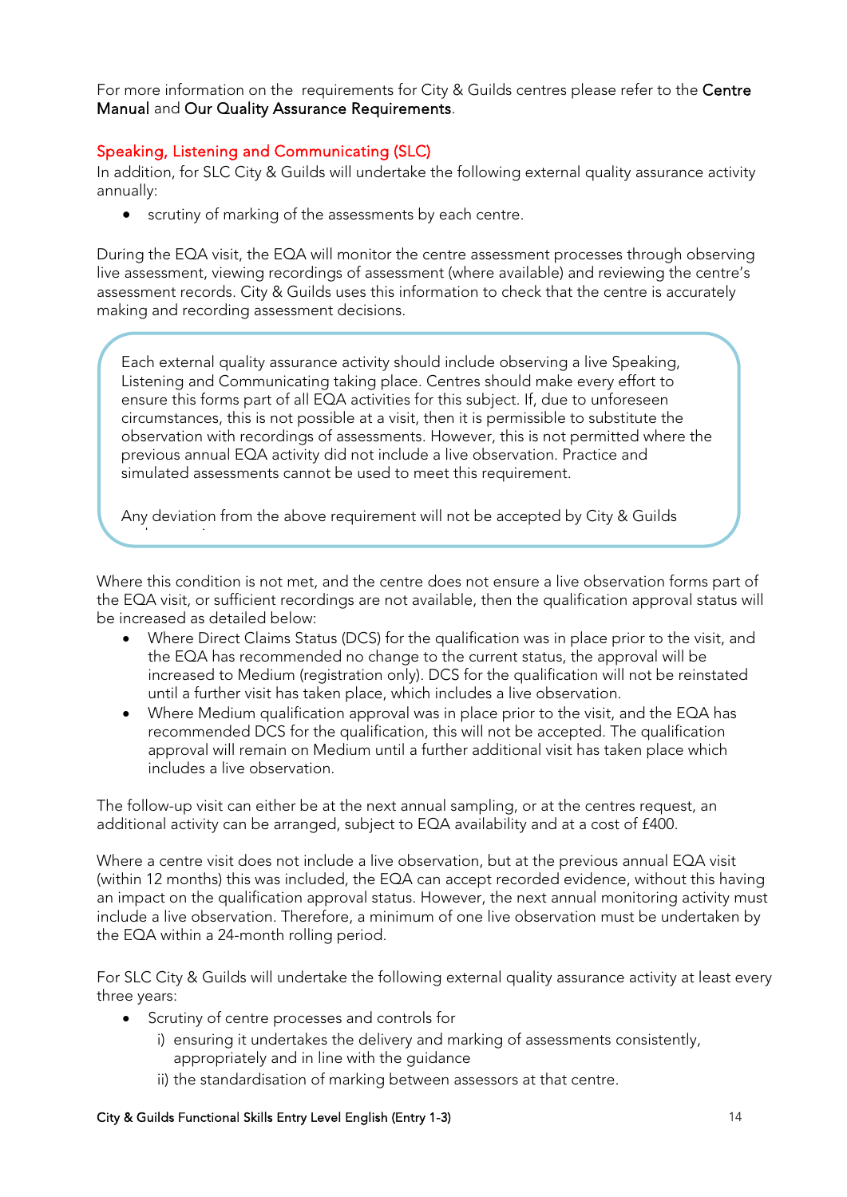For more information on the requirements for City & Guilds centres please refer to the **Centre Manual** and **Our Quality Assurance Requirements**.

## Speaking, Listening and Communicating (SLC)

In addition, for SLC City & Guilds will undertake the following external quality assurance activity annually:

- scrutiny of marking of the assessments by each centre.

During the EQA visit, the EQA will monitor the centre assessment processes through observing live assessment, viewing recordings of assessment (where available) and reviewing the centre's assessment records. City & Guilds uses this information to check that the centre is accurately making and recording assessment decisions.

> Each external quality assurance activity should include observing a live Speaking, Listening and Communicating taking place. Centres should make every effort to ensure this forms part of all EQA activities for this subject. If, due to unforeseen circumstances, this is not possible at a visit, then it is permissible to substitute the observation with recordings of assessments. However, this is not permitted where the previous annual EQA activity did not include a live observation. Practice and simulated assessments cannot be used to meet this requirement.
>
> Any deviation from the above requirement will not be accepted by City & Guilds

Where this condition is not met, and the centre does not ensure a live observation forms part of the EQA visit, or sufficient recordings are not available, then the qualification approval status will be increased as detailed below:

- Where Direct Claims Status (DCS) for the qualification was in place prior to the visit, and the EQA has recommended no change to the current status, the approval will be increased to Medium (registration only). DCS for the qualification will not be reinstated until a further visit has taken place, which includes a live observation.
- Where Medium qualification approval was in place prior to the visit, and the EQA has recommended DCS for the qualification, this will not be accepted. The qualification approval will remain on Medium until a further additional visit has taken place which includes a live observation.

The follow-up visit can either be at the next annual sampling, or at the centres request, an additional activity can be arranged, subject to EQA availability and at a cost of £400.

Where a centre visit does not include a live observation, but at the previous annual EQA visit (within 12 months) this was included, the EQA can accept recorded evidence, without this having an impact on the qualification approval status. However, the next annual monitoring activity must include a live observation. Therefore, a minimum of one live observation must be undertaken by the EQA within a 24-month rolling period.

For SLC City & Guilds will undertake the following external quality assurance activity at least every three years:

- Scrutiny of centre processes and controls for
  - i) ensuring it undertakes the delivery and marking of assessments consistently, appropriately and in line with the guidance
  - ii) the standardisation of marking between assessors at that centre.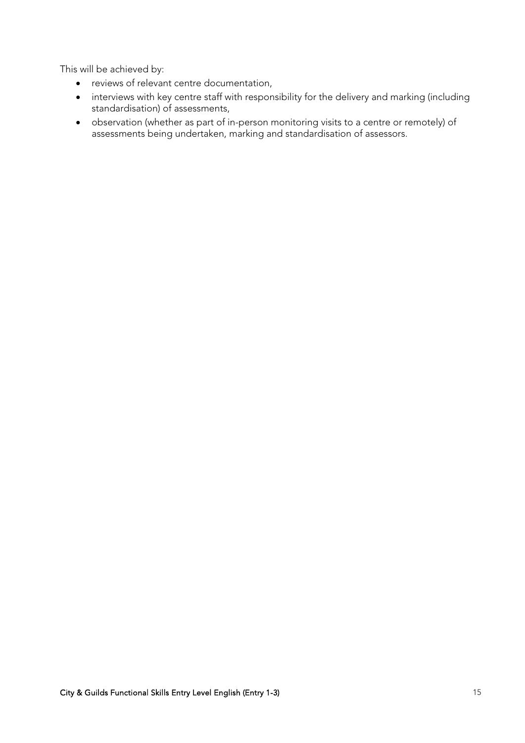This will be achieved by:

- reviews of relevant centre documentation,
- interviews with key centre staff with responsibility for the delivery and marking (including standardisation) of assessments,
- observation (whether as part of in-person monitoring visits to a centre or remotely) of assessments being undertaken, marking and standardisation of assessors.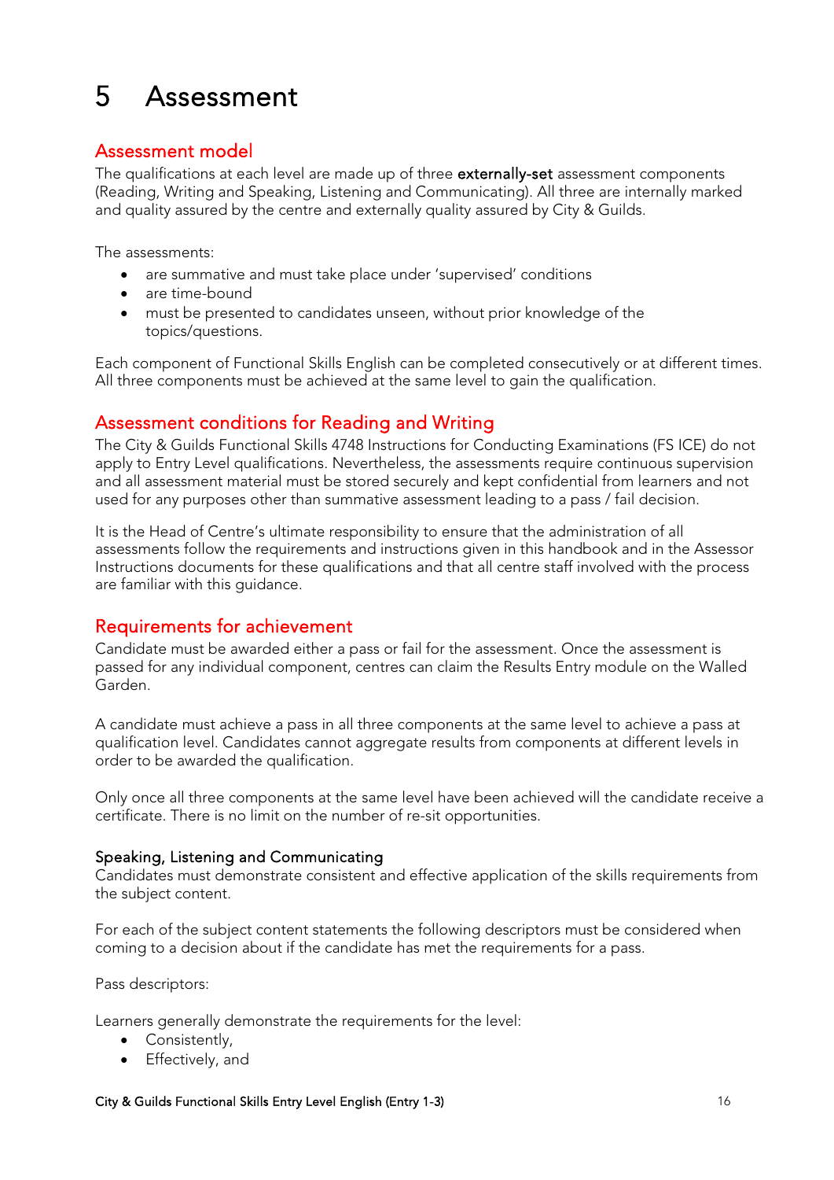# 5 Assessment

## Assessment model

The qualifications at each level are made up of three **externally-set** assessment components (Reading, Writing and Speaking, Listening and Communicating). All three are internally marked and quality assured by the centre and externally quality assured by City & Guilds.

The assessments:

- are summative and must take place under 'supervised' conditions
- are time-bound
- must be presented to candidates unseen, without prior knowledge of the topics/questions.

Each component of Functional Skills English can be completed consecutively or at different times. All three components must be achieved at the same level to gain the qualification.

## Assessment conditions for Reading and Writing

The City & Guilds Functional Skills 4748 Instructions for Conducting Examinations (FS ICE) do not apply to Entry Level qualifications. Nevertheless, the assessments require continuous supervision and all assessment material must be stored securely and kept confidential from learners and not used for any purposes other than summative assessment leading to a pass / fail decision.

It is the Head of Centre's ultimate responsibility to ensure that the administration of all assessments follow the requirements and instructions given in this handbook and in the Assessor Instructions documents for these qualifications and that all centre staff involved with the process are familiar with this guidance.

## Requirements for achievement

Candidate must be awarded either a pass or fail for the assessment. Once the assessment is passed for any individual component, centres can claim the Results Entry module on the Walled Garden.

A candidate must achieve a pass in all three components at the same level to achieve a pass at qualification level. Candidates cannot aggregate results from components at different levels in order to be awarded the qualification.

Only once all three components at the same level have been achieved will the candidate receive a certificate. There is no limit on the number of re-sit opportunities.

### Speaking, Listening and Communicating

Candidates must demonstrate consistent and effective application of the skills requirements from the subject content.

For each of the subject content statements the following descriptors must be considered when coming to a decision about if the candidate has met the requirements for a pass.

Pass descriptors:

Learners generally demonstrate the requirements for the level:

- Consistently,
- Effectively, and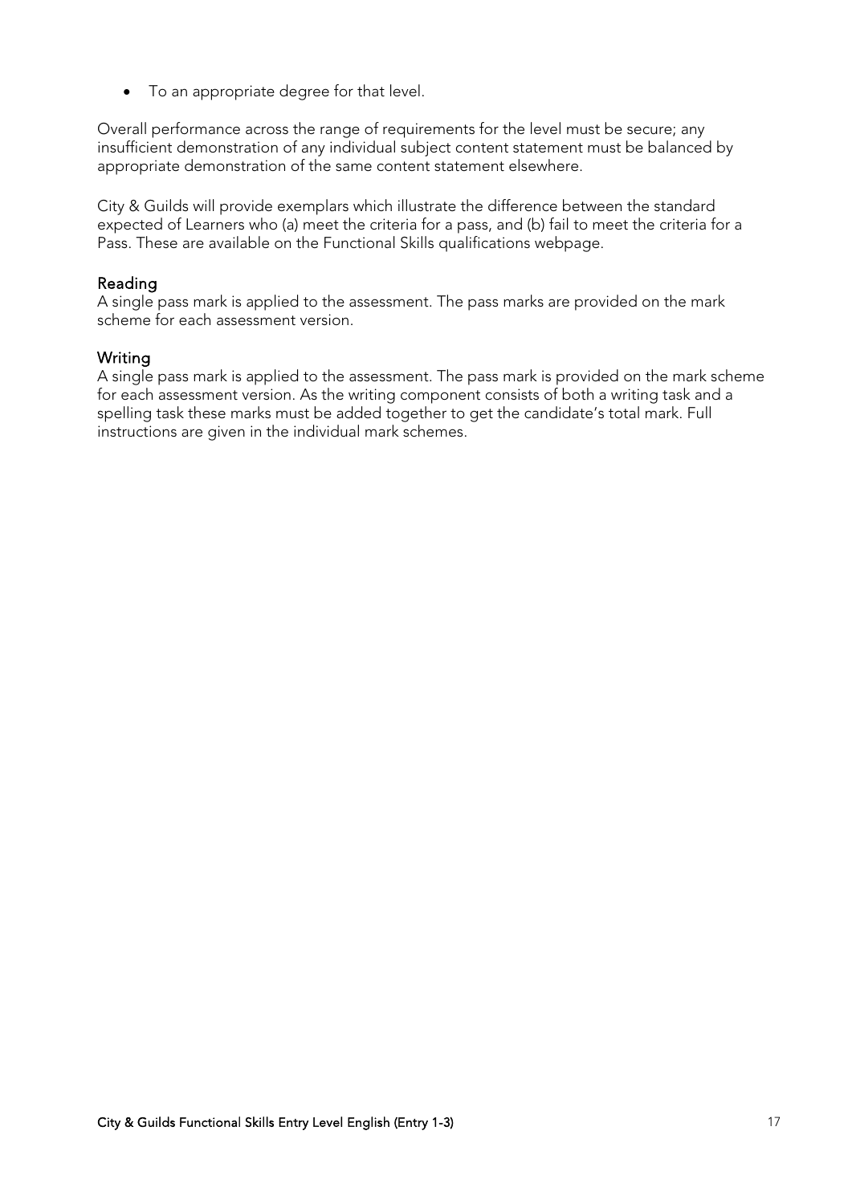- To an appropriate degree for that level.

Overall performance across the range of requirements for the level must be secure; any insufficient demonstration of any individual subject content statement must be balanced by appropriate demonstration of the same content statement elsewhere.

City & Guilds will provide exemplars which illustrate the difference between the standard expected of Learners who (a) meet the criteria for a pass, and (b) fail to meet the criteria for a Pass. These are available on the Functional Skills qualifications webpage.

### Reading

A single pass mark is applied to the assessment. The pass marks are provided on the mark scheme for each assessment version.

### Writing

A single pass mark is applied to the assessment. The pass mark is provided on the mark scheme for each assessment version. As the writing component consists of both a writing task and a spelling task these marks must be added together to get the candidate's total mark. Full instructions are given in the individual mark schemes.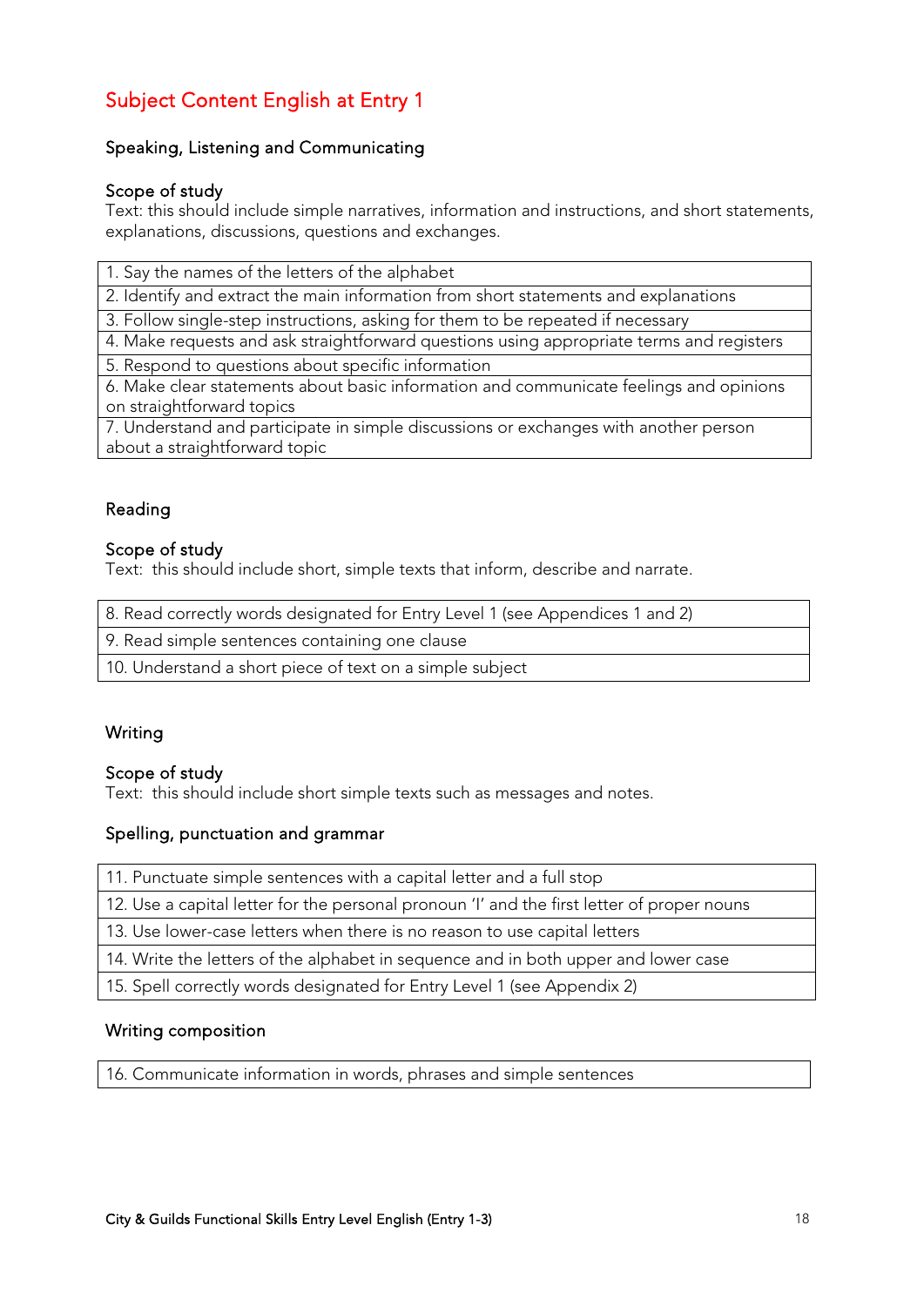# Subject Content English at Entry 1

## Speaking, Listening and Communicating

### Scope of study

Text: this should include simple narratives, information and instructions, and short statements, explanations, discussions, questions and exchanges.

| |
|---|
| 1. Say the names of the letters of the alphabet |
| 2. Identify and extract the main information from short statements and explanations |
| 3. Follow single-step instructions, asking for them to be repeated if necessary |
| 4. Make requests and ask straightforward questions using appropriate terms and registers |
| 5. Respond to questions about specific information |
| 6. Make clear statements about basic information and communicate feelings and opinions on straightforward topics |
| 7. Understand and participate in simple discussions or exchanges with another person about a straightforward topic |

## Reading

### Scope of study

Text: this should include short, simple texts that inform, describe and narrate.

| |
|---|
| 8. Read correctly words designated for Entry Level 1 (see Appendices 1 and 2) |
| 9. Read simple sentences containing one clause |
| 10. Understand a short piece of text on a simple subject |

## Writing

### Scope of study

Text: this should include short simple texts such as messages and notes.

### Spelling, punctuation and grammar

| |
|---|
| 11. Punctuate simple sentences with a capital letter and a full stop |
| 12. Use a capital letter for the personal pronoun 'I' and the first letter of proper nouns |
| 13. Use lower-case letters when there is no reason to use capital letters |
| 14. Write the letters of the alphabet in sequence and in both upper and lower case |
| 15. Spell correctly words designated for Entry Level 1 (see Appendix 2) |

### Writing composition

| |
|---|
| 16. Communicate information in words, phrases and simple sentences |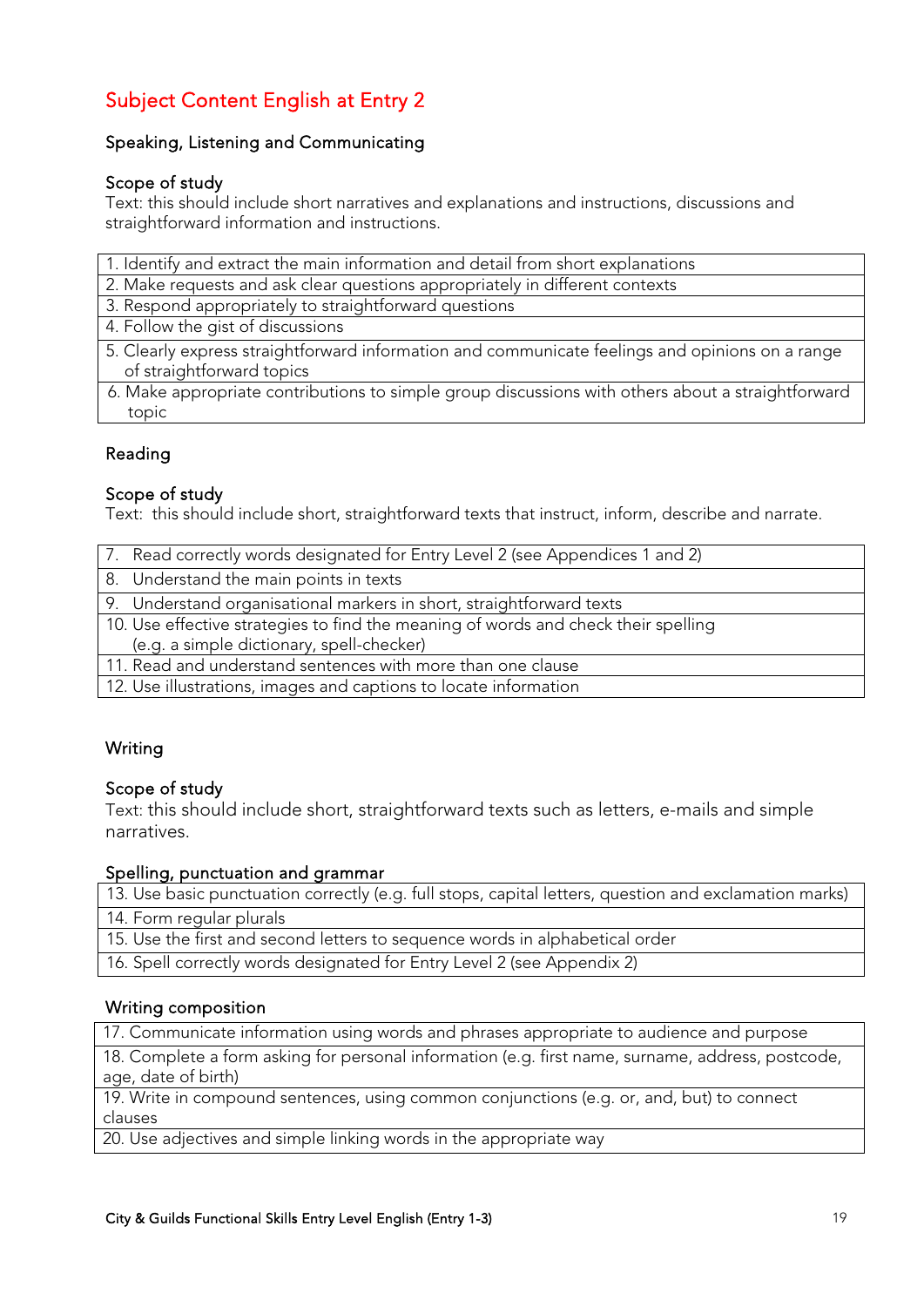# Subject Content English at Entry 2

## Speaking, Listening and Communicating

### Scope of study

Text: this should include short narratives and explanations and instructions, discussions and straightforward information and instructions.

| |
|---|
| 1. Identify and extract the main information and detail from short explanations |
| 2. Make requests and ask clear questions appropriately in different contexts |
| 3. Respond appropriately to straightforward questions |
| 4. Follow the gist of discussions |
| 5. Clearly express straightforward information and communicate feelings and opinions on a range of straightforward topics |
| 6. Make appropriate contributions to simple group discussions with others about a straightforward topic |

## Reading

### Scope of study

Text: this should include short, straightforward texts that instruct, inform, describe and narrate.

| |
|---|
| 7. Read correctly words designated for Entry Level 2 (see Appendices 1 and 2) |
| 8. Understand the main points in texts |
| 9. Understand organisational markers in short, straightforward texts |
| 10. Use effective strategies to find the meaning of words and check their spelling (e.g. a simple dictionary, spell-checker) |
| 11. Read and understand sentences with more than one clause |
| 12. Use illustrations, images and captions to locate information |

## Writing

### Scope of study

Text: this should include short, straightforward texts such as letters, e-mails and simple narratives.

### Spelling, punctuation and grammar

| |
|---|
| 13. Use basic punctuation correctly (e.g. full stops, capital letters, question and exclamation marks) |
| 14. Form regular plurals |
| 15. Use the first and second letters to sequence words in alphabetical order |
| 16. Spell correctly words designated for Entry Level 2 (see Appendix 2) |

### Writing composition

| |
|---|
| 17. Communicate information using words and phrases appropriate to audience and purpose |
| 18. Complete a form asking for personal information (e.g. first name, surname, address, postcode, age, date of birth) |
| 19. Write in compound sentences, using common conjunctions (e.g. or, and, but) to connect clauses |
| 20. Use adjectives and simple linking words in the appropriate way |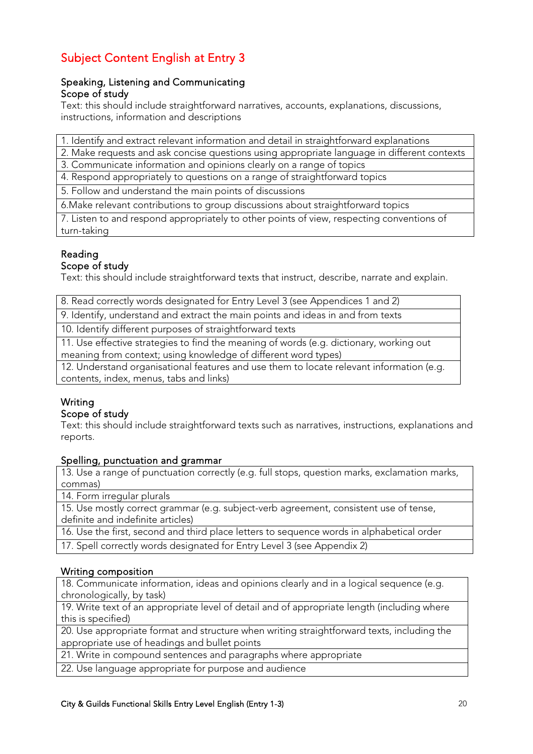# Subject Content English at Entry 3

## Speaking, Listening and Communicating

### Scope of study

Text: this should include straightforward narratives, accounts, explanations, discussions, instructions, information and descriptions

| |
|---|
| 1. Identify and extract relevant information and detail in straightforward explanations |
| 2. Make requests and ask concise questions using appropriate language in different contexts |
| 3. Communicate information and opinions clearly on a range of topics |
| 4. Respond appropriately to questions on a range of straightforward topics |
| 5. Follow and understand the main points of discussions |
| 6.Make relevant contributions to group discussions about straightforward topics |
| 7. Listen to and respond appropriately to other points of view, respecting conventions of turn-taking |

## Reading

### Scope of study

Text: this should include straightforward texts that instruct, describe, narrate and explain.

| |
|---|
| 8. Read correctly words designated for Entry Level 3 (see Appendices 1 and 2) |
| 9. Identify, understand and extract the main points and ideas in and from texts |
| 10. Identify different purposes of straightforward texts |
| 11. Use effective strategies to find the meaning of words (e.g. dictionary, working out meaning from context; using knowledge of different word types) |
| 12. Understand organisational features and use them to locate relevant information (e.g. contents, index, menus, tabs and links) |

## Writing

### Scope of study

Text: this should include straightforward texts such as narratives, instructions, explanations and reports.

#### Spelling, punctuation and grammar

| |
|---|
| 13. Use a range of punctuation correctly (e.g. full stops, question marks, exclamation marks, commas) |
| 14. Form irregular plurals |
| 15. Use mostly correct grammar (e.g. subject-verb agreement, consistent use of tense, definite and indefinite articles) |
| 16. Use the first, second and third place letters to sequence words in alphabetical order |
| 17. Spell correctly words designated for Entry Level 3 (see Appendix 2) |

#### Writing composition

| |
|---|
| 18. Communicate information, ideas and opinions clearly and in a logical sequence (e.g. chronologically, by task) |
| 19. Write text of an appropriate level of detail and of appropriate length (including where this is specified) |
| 20. Use appropriate format and structure when writing straightforward texts, including the appropriate use of headings and bullet points |
| 21. Write in compound sentences and paragraphs where appropriate |
| 22. Use language appropriate for purpose and audience |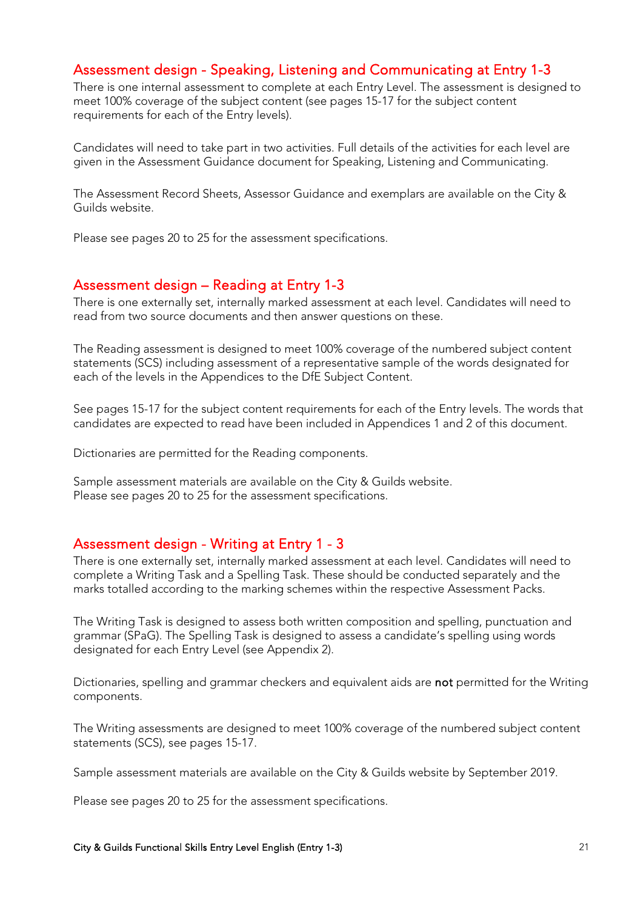## Assessment design - Speaking, Listening and Communicating at Entry 1-3

There is one internal assessment to complete at each Entry Level. The assessment is designed to meet 100% coverage of the subject content (see pages 15-17 for the subject content requirements for each of the Entry levels).

Candidates will need to take part in two activities. Full details of the activities for each level are given in the Assessment Guidance document for Speaking, Listening and Communicating.

The Assessment Record Sheets, Assessor Guidance and exemplars are available on the City & Guilds website.

Please see pages 20 to 25 for the assessment specifications.

## Assessment design – Reading at Entry 1-3

There is one externally set, internally marked assessment at each level. Candidates will need to read from two source documents and then answer questions on these.

The Reading assessment is designed to meet 100% coverage of the numbered subject content statements (SCS) including assessment of a representative sample of the words designated for each of the levels in the Appendices to the DfE Subject Content.

See pages 15-17 for the subject content requirements for each of the Entry levels. The words that candidates are expected to read have been included in Appendices 1 and 2 of this document.

Dictionaries are permitted for the Reading components.

Sample assessment materials are available on the City & Guilds website.
Please see pages 20 to 25 for the assessment specifications.

## Assessment design - Writing at Entry 1 - 3

There is one externally set, internally marked assessment at each level. Candidates will need to complete a Writing Task and a Spelling Task. These should be conducted separately and the marks totalled according to the marking schemes within the respective Assessment Packs.

The Writing Task is designed to assess both written composition and spelling, punctuation and grammar (SPaG). The Spelling Task is designed to assess a candidate's spelling using words designated for each Entry Level (see Appendix 2).

Dictionaries, spelling and grammar checkers and equivalent aids are **not** permitted for the Writing components.

The Writing assessments are designed to meet 100% coverage of the numbered subject content statements (SCS), see pages 15-17.

Sample assessment materials are available on the City & Guilds website by September 2019.

Please see pages 20 to 25 for the assessment specifications.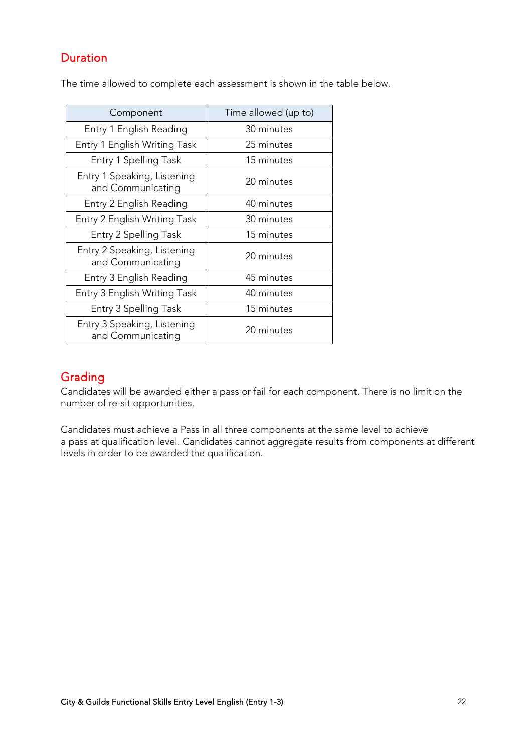## Duration

The time allowed to complete each assessment is shown in the table below.

| Component | Time allowed (up to) |
|---|---|
| Entry 1 English Reading | 30 minutes |
| Entry 1 English Writing Task | 25 minutes |
| Entry 1 Spelling Task | 15 minutes |
| Entry 1 Speaking, Listening and Communicating | 20 minutes |
| Entry 2 English Reading | 40 minutes |
| Entry 2 English Writing Task | 30 minutes |
| Entry 2 Spelling Task | 15 minutes |
| Entry 2 Speaking, Listening and Communicating | 20 minutes |
| Entry 3 English Reading | 45 minutes |
| Entry 3 English Writing Task | 40 minutes |
| Entry 3 Spelling Task | 15 minutes |
| Entry 3 Speaking, Listening and Communicating | 20 minutes |

## Grading

Candidates will be awarded either a pass or fail for each component. There is no limit on the number of re-sit opportunities.

Candidates must achieve a Pass in all three components at the same level to achieve a pass at qualification level. Candidates cannot aggregate results from components at different levels in order to be awarded the qualification.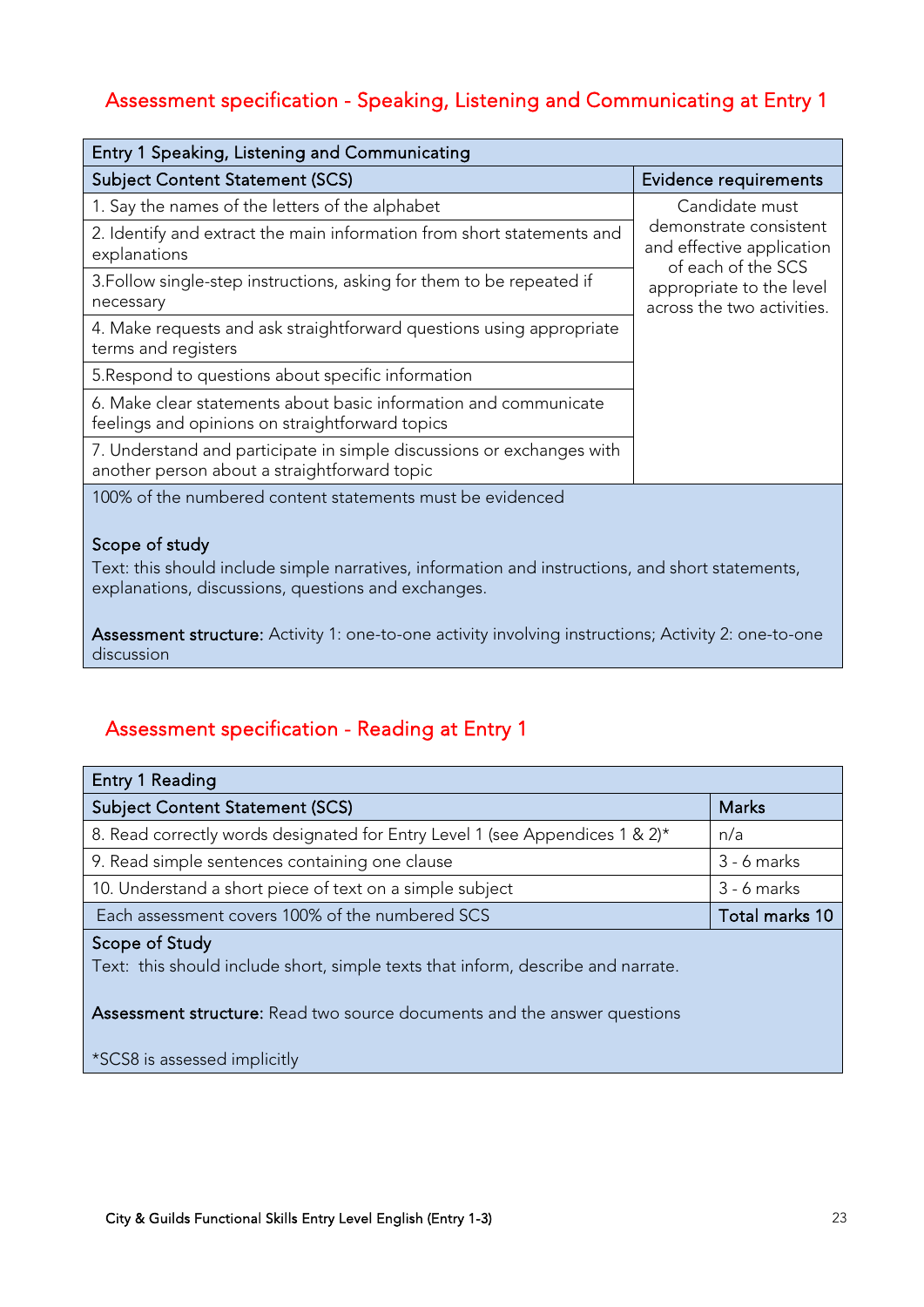## Assessment specification - Speaking, Listening and Communicating at Entry 1

| Entry 1 Speaking, Listening and Communicating | |
|---|---|
| **Subject Content Statement (SCS)** | **Evidence requirements** |
| 1. Say the names of the letters of the alphabet | Candidate must demonstrate consistent and effective application of each of the SCS appropriate to the level across the two activities. |
| 2. Identify and extract the main information from short statements and explanations | |
| 3.Follow single-step instructions, asking for them to be repeated if necessary | |
| 4. Make requests and ask straightforward questions using appropriate terms and registers | |
| 5.Respond to questions about specific information | |
| 6. Make clear statements about basic information and communicate feelings and opinions on straightforward topics | |
| 7. Understand and participate in simple discussions or exchanges with another person about a straightforward topic | |

100% of the numbered content statements must be evidenced

**Scope of study**

Text: this should include simple narratives, information and instructions, and short statements, explanations, discussions, questions and exchanges.

**Assessment structure:** Activity 1: one-to-one activity involving instructions; Activity 2: one-to-one discussion

## Assessment specification - Reading at Entry 1

| Entry 1 Reading | |
|---|---|
| **Subject Content Statement (SCS)** | **Marks** |
| 8. Read correctly words designated for Entry Level 1 (see Appendices 1 & 2)* | n/a |
| 9. Read simple sentences containing one clause | 3 - 6 marks |
| 10. Understand a short piece of text on a simple subject | 3 - 6 marks |
| Each assessment covers 100% of the numbered SCS | **Total marks 10** |

**Scope of Study**

Text: this should include short, simple texts that inform, describe and narrate.

**Assessment structure:** Read two source documents and the answer questions

*SCS8 is assessed implicitly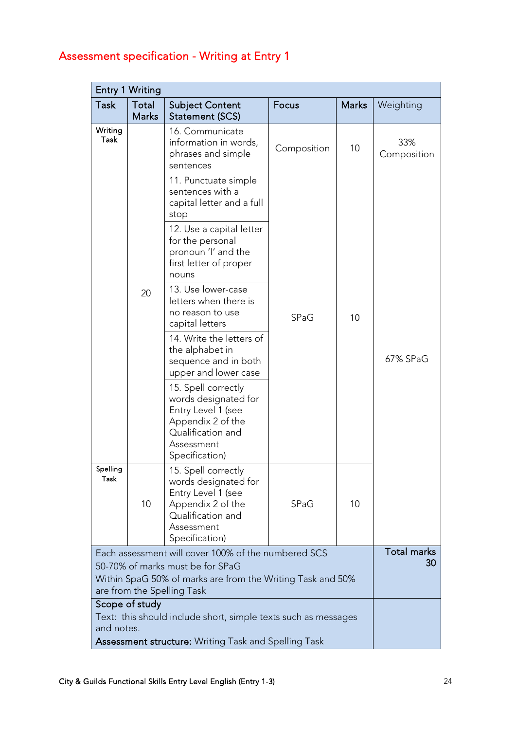## Assessment specification - Writing at Entry 1

| Entry 1 Writing | | | | | |
|---|---|---|---|---|---|
| **Task** | **Total Marks** | **Subject Content Statement (SCS)** | **Focus** | **Marks** | **Weighting** |
| Writing Task | 20 | 16. Communicate information in words, phrases and simple sentences | Composition | 10 | 33% Composition |
| | | 11. Punctuate simple sentences with a capital letter and a full stop | SPaG | 10 | 67% SPaG |
| | | 12. Use a capital letter for the personal pronoun 'I' and the first letter of proper nouns | | | |
| | | 13. Use lower-case letters when there is no reason to use capital letters | | | |
| | | 14. Write the letters of the alphabet in sequence and in both upper and lower case | | | |
| | | 15. Spell correctly words designated for Entry Level 1 (see Appendix 2 of the Qualification and Assessment Specification) | | | |
| Spelling Task | 10 | 15. Spell correctly words designated for Entry Level 1 (see Appendix 2 of the Qualification and Assessment Specification) | SPaG | 10 | |
| Each assessment will cover 100% of the numbered SCS<br>50-70% of marks must be for SPaG<br>Within SpaG 50% of marks are from the Writing Task and 50% are from the Spelling Task | | | | | **Total marks 30** |
| **Scope of study**<br>Text: this should include short, simple texts such as messages and notes.<br>**Assessment structure:** Writing Task and Spelling Task | | | | | |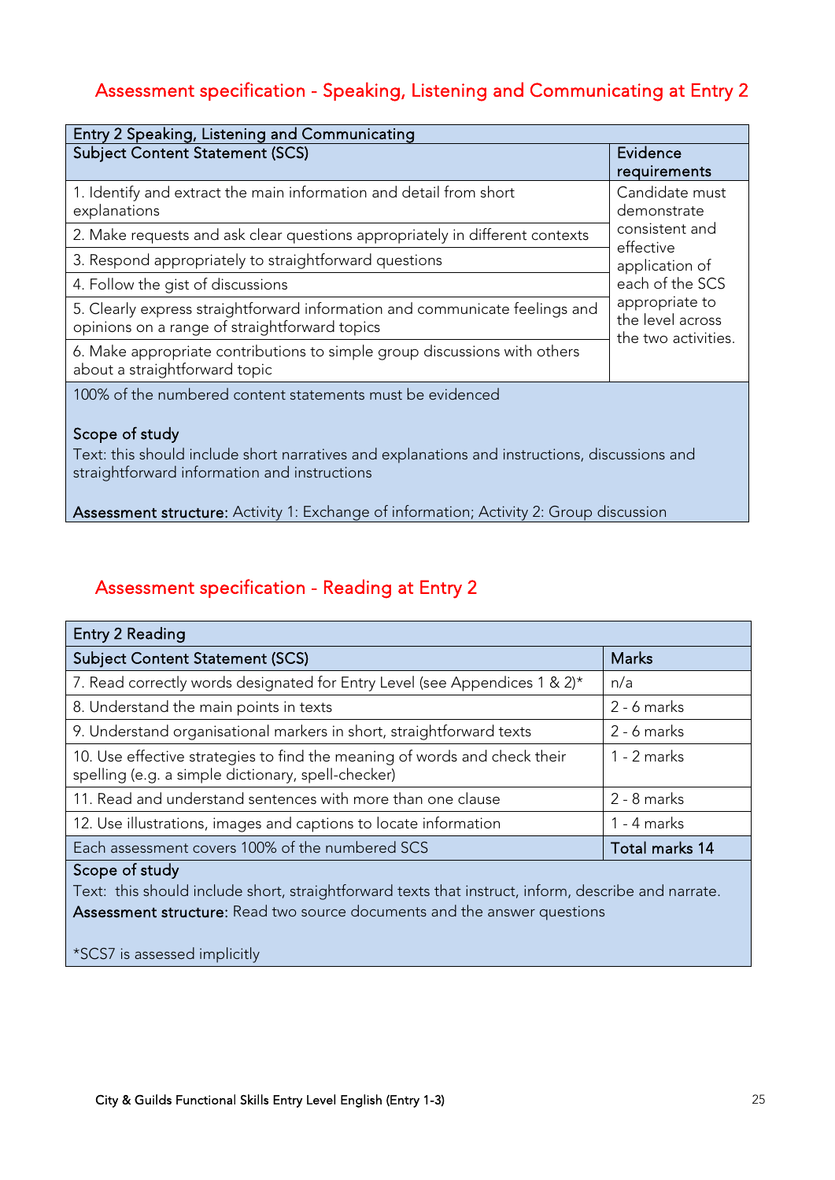## Assessment specification - Speaking, Listening and Communicating at Entry 2

| Entry 2 Speaking, Listening and Communicating | |
|---|---|
| **Subject Content Statement (SCS)** | **Evidence requirements** |
| 1. Identify and extract the main information and detail from short explanations | Candidate must demonstrate consistent and effective application of each of the SCS appropriate to the level across the two activities. |
| 2. Make requests and ask clear questions appropriately in different contexts | |
| 3. Respond appropriately to straightforward questions | |
| 4. Follow the gist of discussions | |
| 5. Clearly express straightforward information and communicate feelings and opinions on a range of straightforward topics | |
| 6. Make appropriate contributions to simple group discussions with others about a straightforward topic | |
| 100% of the numbered content statements must be evidenced | |

**Scope of study**

Text: this should include short narratives and explanations and instructions, discussions and straightforward information and instructions

**Assessment structure:** Activity 1: Exchange of information; Activity 2: Group discussion

## Assessment specification - Reading at Entry 2

| Entry 2 Reading | |
|---|---|
| **Subject Content Statement (SCS)** | **Marks** |
| 7. Read correctly words designated for Entry Level (see Appendices 1 & 2)* | n/a |
| 8. Understand the main points in texts | 2 - 6 marks |
| 9. Understand organisational markers in short, straightforward texts | 2 - 6 marks |
| 10. Use effective strategies to find the meaning of words and check their spelling (e.g. a simple dictionary, spell-checker) | 1 - 2 marks |
| 11. Read and understand sentences with more than one clause | 2 - 8 marks |
| 12. Use illustrations, images and captions to locate information | 1 - 4 marks |
| Each assessment covers 100% of the numbered SCS | **Total marks 14** |

**Scope of study**

Text: this should include short, straightforward texts that instruct, inform, describe and narrate.

**Assessment structure:** Read two source documents and the answer questions

*SCS7 is assessed implicitly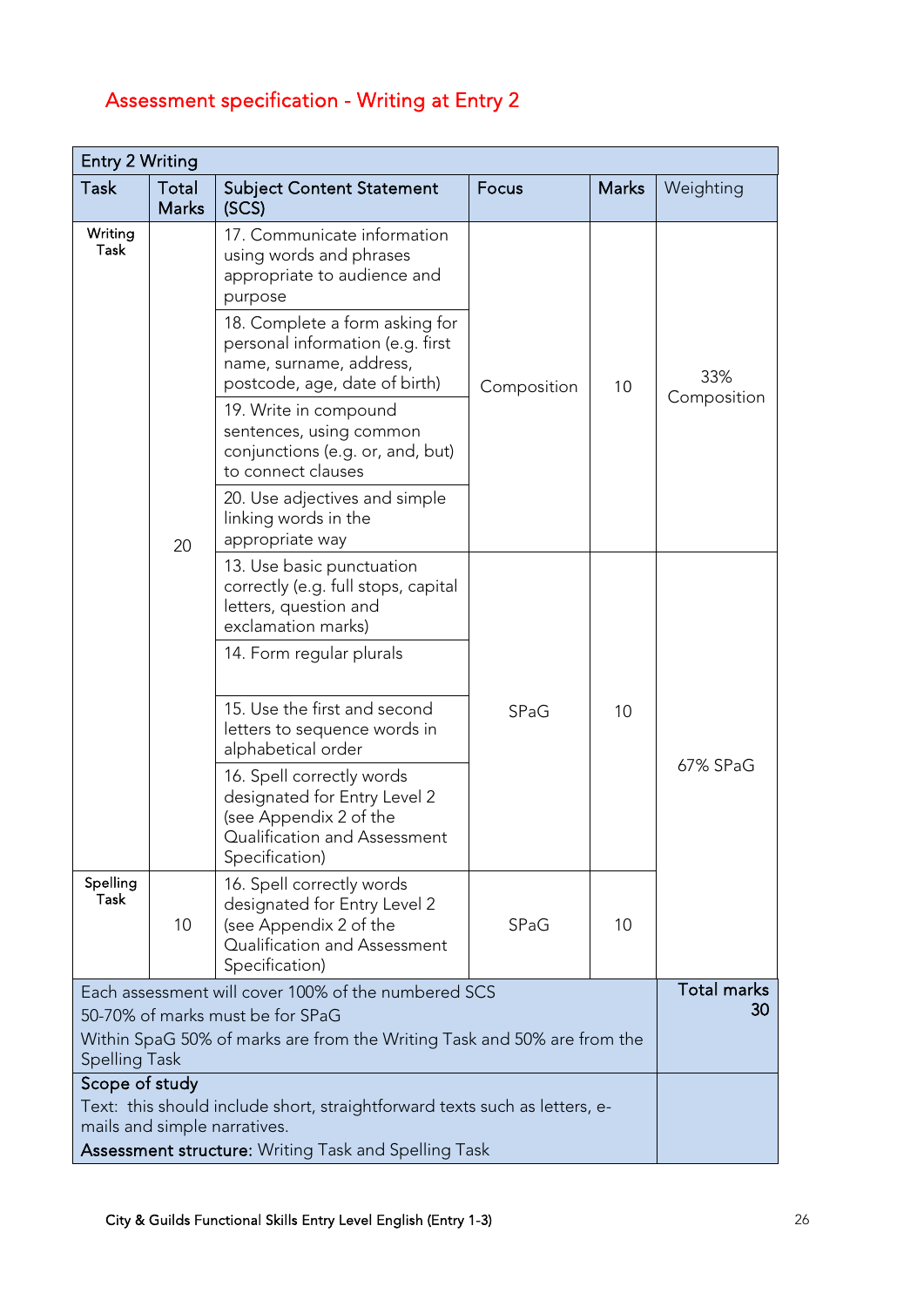## Assessment specification - Writing at Entry 2

| Entry 2 Writing | | | | | |
|---|---|---|---|---|---|
| Task | Total Marks | Subject Content Statement (SCS) | Focus | Marks | Weighting |
| Writing Task | 20 | 17. Communicate information using words and phrases appropriate to audience and purpose | Composition | 10 | 33% Composition |
| | | 18. Complete a form asking for personal information (e.g. first name, surname, address, postcode, age, date of birth) | | | |
| | | 19. Write in compound sentences, using common conjunctions (e.g. or, and, but) to connect clauses | | | |
| | | 20. Use adjectives and simple linking words in the appropriate way | | | |
| | | 13. Use basic punctuation correctly (e.g. full stops, capital letters, question and exclamation marks) | SPaG | 10 | 67% SPaG |
| | | 14. Form regular plurals | | | |
| | | 15. Use the first and second letters to sequence words in alphabetical order | | | |
| | | 16. Spell correctly words designated for Entry Level 2 (see Appendix 2 of the Qualification and Assessment Specification) | | | |
| Spelling Task | 10 | 16. Spell correctly words designated for Entry Level 2 (see Appendix 2 of the Qualification and Assessment Specification) | SPaG | 10 | |
| Each assessment will cover 100% of the numbered SCS<br>50-70% of marks must be for SPaG<br>Within SpaG 50% of marks are from the Writing Task and 50% are from the Spelling Task | | | | | Total marks 30 |
| **Scope of study**<br>Text: this should include short, straightforward texts such as letters, e-mails and simple narratives.<br>**Assessment structure:** Writing Task and Spelling Task | | | | | |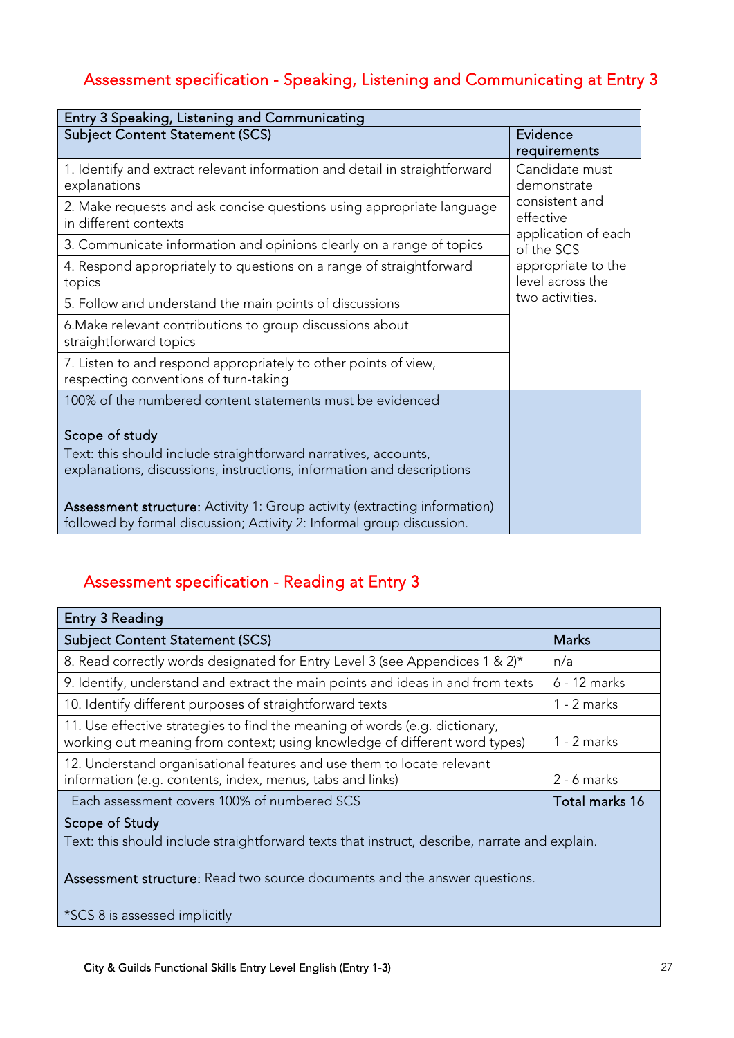## Assessment specification - Speaking, Listening and Communicating at Entry 3

| Entry 3 Speaking, Listening and Communicating | |
|---|---|
| **Subject Content Statement (SCS)** | **Evidence requirements** |
| 1. Identify and extract relevant information and detail in straightforward explanations | Candidate must demonstrate consistent and effective application of each of the SCS appropriate to the level across the two activities. |
| 2. Make requests and ask concise questions using appropriate language in different contexts | |
| 3. Communicate information and opinions clearly on a range of topics | |
| 4. Respond appropriately to questions on a range of straightforward topics | |
| 5. Follow and understand the main points of discussions | |
| 6.Make relevant contributions to group discussions about straightforward topics | |
| 7. Listen to and respond appropriately to other points of view, respecting conventions of turn-taking | |
| 100% of the numbered content statements must be evidenced<br><br>**Scope of study**<br>Text: this should include straightforward narratives, accounts, explanations, discussions, instructions, information and descriptions<br><br>**Assessment structure:** Activity 1: Group activity (extracting information) followed by formal discussion; Activity 2: Informal group discussion. | |

## Assessment specification - Reading at Entry 3

| Entry 3 Reading | |
|---|---|
| **Subject Content Statement (SCS)** | **Marks** |
| 8. Read correctly words designated for Entry Level 3 (see Appendices 1 & 2)* | n/a |
| 9. Identify, understand and extract the main points and ideas in and from texts | 6 - 12 marks |
| 10. Identify different purposes of straightforward texts | 1 - 2 marks |
| 11. Use effective strategies to find the meaning of words (e.g. dictionary, working out meaning from context; using knowledge of different word types) | 1 - 2 marks |
| 12. Understand organisational features and use them to locate relevant information (e.g. contents, index, menus, tabs and links) | 2 - 6 marks |
| Each assessment covers 100% of numbered SCS | **Total marks 16** |
| **Scope of Study**<br>Text: this should include straightforward texts that instruct, describe, narrate and explain.<br><br>**Assessment structure:** Read two source documents and the answer questions.<br><br>*SCS 8 is assessed implicitly | |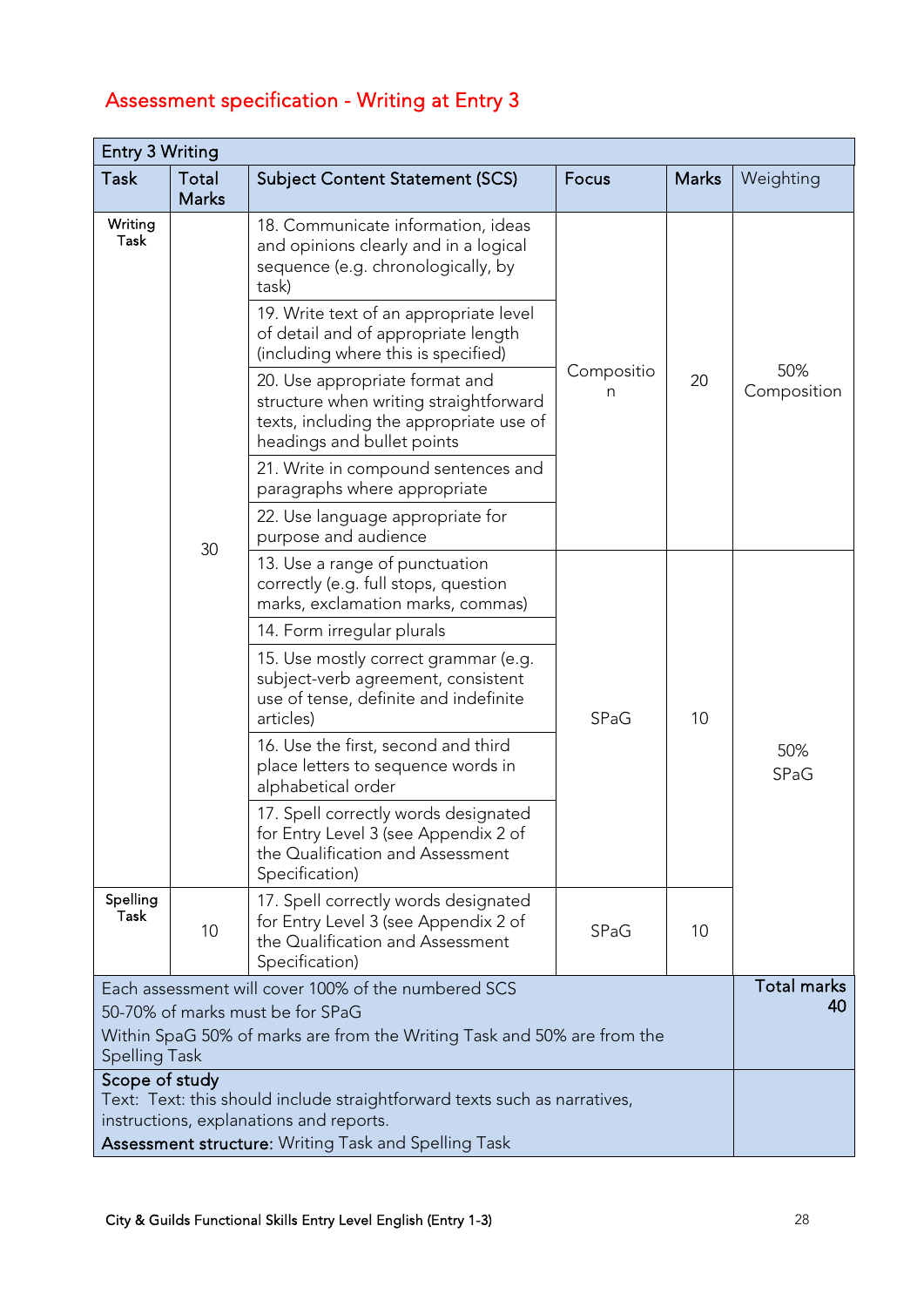## Assessment specification - Writing at Entry 3

| Entry 3 Writing | | | | | |
|---|---|---|---|---|---|
| **Task** | **Total Marks** | **Subject Content Statement (SCS)** | **Focus** | **Marks** | Weighting |
| Writing Task | 30 | 18. Communicate information, ideas and opinions clearly and in a logical sequence (e.g. chronologically, by task) | Composition | 20 | 50% Composition |
| | | 19. Write text of an appropriate level of detail and of appropriate length (including where this is specified) | | | |
| | | 20. Use appropriate format and structure when writing straightforward texts, including the appropriate use of headings and bullet points | | | |
| | | 21. Write in compound sentences and paragraphs where appropriate | | | |
| | | 22. Use language appropriate for purpose and audience | | | |
| | | 13. Use a range of punctuation correctly (e.g. full stops, question marks, exclamation marks, commas) | SPaG | 10 | 50% SPaG |
| | | 14. Form irregular plurals | | | |
| | | 15. Use mostly correct grammar (e.g. subject-verb agreement, consistent use of tense, definite and indefinite articles) | | | |
| | | 16. Use the first, second and third place letters to sequence words in alphabetical order | | | |
| | | 17. Spell correctly words designated for Entry Level 3 (see Appendix 2 of the Qualification and Assessment Specification) | | | |
| Spelling Task | 10 | 17. Spell correctly words designated for Entry Level 3 (see Appendix 2 of the Qualification and Assessment Specification) | SPaG | 10 | |
| Each assessment will cover 100% of the numbered SCS<br>50-70% of marks must be for SPaG<br>Within SpaG 50% of marks are from the Writing Task and 50% are from the Spelling Task | | | | | **Total marks 40** |
| **Scope of study**<br>Text: Text: this should include straightforward texts such as narratives, instructions, explanations and reports.<br>**Assessment structure:** Writing Task and Spelling Task | | | | | |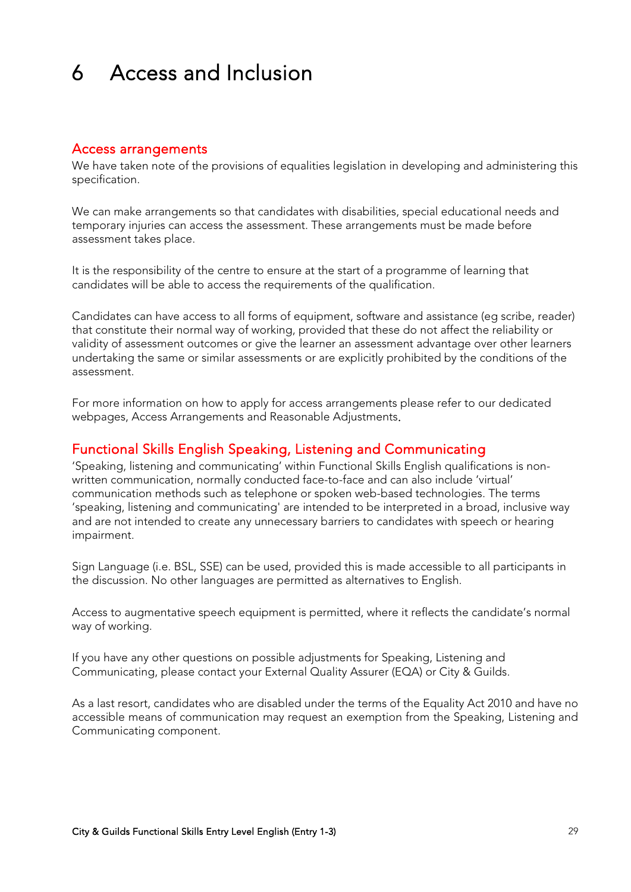# 6 Access and Inclusion

## Access arrangements

We have taken note of the provisions of equalities legislation in developing and administering this specification.

We can make arrangements so that candidates with disabilities, special educational needs and temporary injuries can access the assessment. These arrangements must be made before assessment takes place.

It is the responsibility of the centre to ensure at the start of a programme of learning that candidates will be able to access the requirements of the qualification.

Candidates can have access to all forms of equipment, software and assistance (eg scribe, reader) that constitute their normal way of working, provided that these do not affect the reliability or validity of assessment outcomes or give the learner an assessment advantage over other learners undertaking the same or similar assessments or are explicitly prohibited by the conditions of the assessment.

For more information on how to apply for access arrangements please refer to our dedicated webpages, Access Arrangements and Reasonable Adjustments.

## Functional Skills English Speaking, Listening and Communicating

'Speaking, listening and communicating' within Functional Skills English qualifications is non-written communication, normally conducted face-to-face and can also include 'virtual' communication methods such as telephone or spoken web-based technologies. The terms 'speaking, listening and communicating' are intended to be interpreted in a broad, inclusive way and are not intended to create any unnecessary barriers to candidates with speech or hearing impairment.

Sign Language (i.e. BSL, SSE) can be used, provided this is made accessible to all participants in the discussion. No other languages are permitted as alternatives to English.

Access to augmentative speech equipment is permitted, where it reflects the candidate's normal way of working.

If you have any other questions on possible adjustments for Speaking, Listening and Communicating, please contact your External Quality Assurer (EQA) or City & Guilds.

As a last resort, candidates who are disabled under the terms of the Equality Act 2010 and have no accessible means of communication may request an exemption from the Speaking, Listening and Communicating component.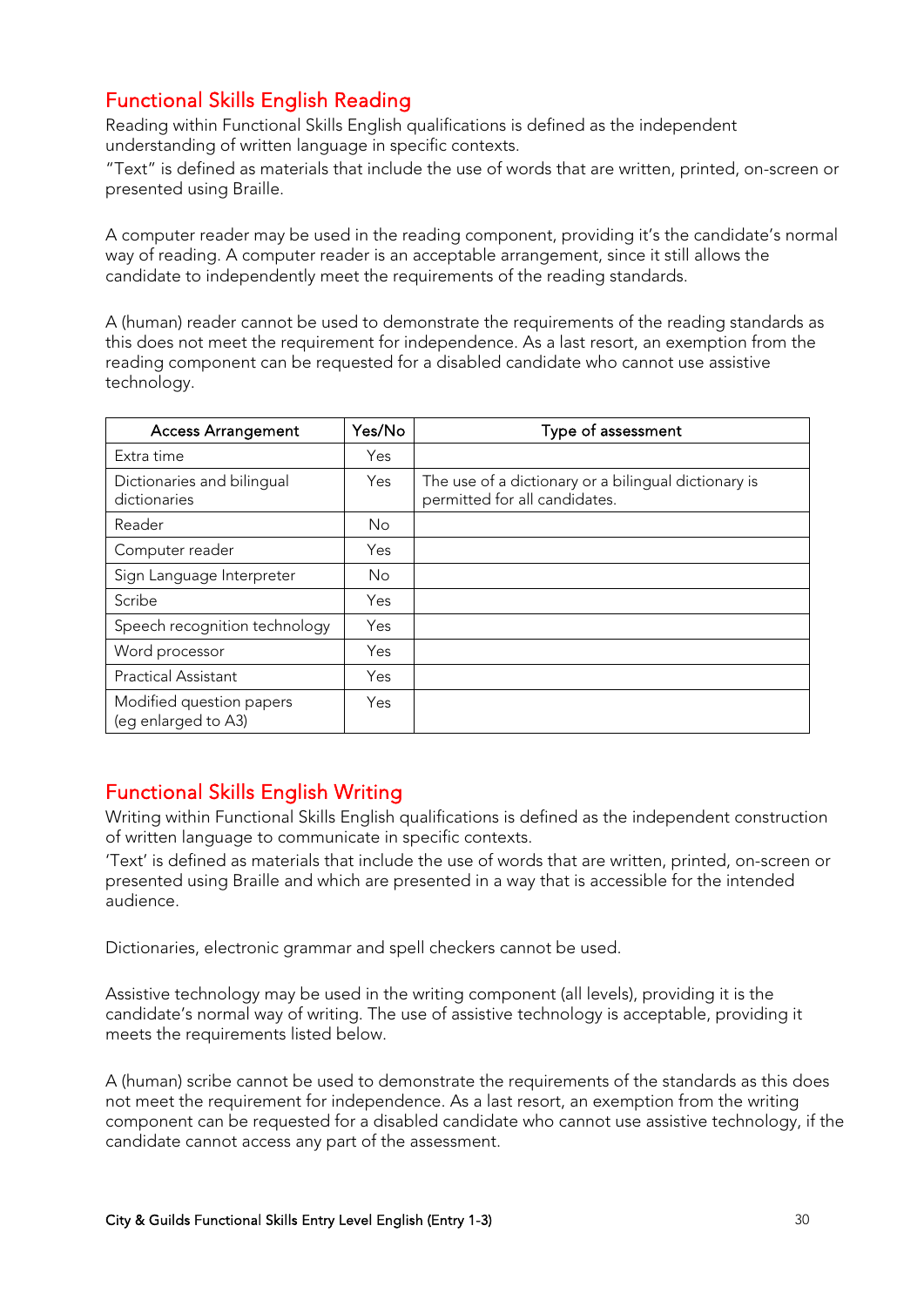## Functional Skills English Reading

Reading within Functional Skills English qualifications is defined as the independent understanding of written language in specific contexts.

"Text" is defined as materials that include the use of words that are written, printed, on-screen or presented using Braille.

A computer reader may be used in the reading component, providing it's the candidate's normal way of reading. A computer reader is an acceptable arrangement, since it still allows the candidate to independently meet the requirements of the reading standards.

A (human) reader cannot be used to demonstrate the requirements of the reading standards as this does not meet the requirement for independence. As a last resort, an exemption from the reading component can be requested for a disabled candidate who cannot use assistive technology.

| Access Arrangement | Yes/No | Type of assessment |
|---|---|---|
| Extra time | Yes | |
| Dictionaries and bilingual dictionaries | Yes | The use of a dictionary or a bilingual dictionary is permitted for all candidates. |
| Reader | No | |
| Computer reader | Yes | |
| Sign Language Interpreter | No | |
| Scribe | Yes | |
| Speech recognition technology | Yes | |
| Word processor | Yes | |
| Practical Assistant | Yes | |
| Modified question papers (eg enlarged to A3) | Yes | |

## Functional Skills English Writing

Writing within Functional Skills English qualifications is defined as the independent construction of written language to communicate in specific contexts.

'Text' is defined as materials that include the use of words that are written, printed, on-screen or presented using Braille and which are presented in a way that is accessible for the intended audience.

Dictionaries, electronic grammar and spell checkers cannot be used.

Assistive technology may be used in the writing component (all levels), providing it is the candidate's normal way of writing. The use of assistive technology is acceptable, providing it meets the requirements listed below.

A (human) scribe cannot be used to demonstrate the requirements of the standards as this does not meet the requirement for independence. As a last resort, an exemption from the writing component can be requested for a disabled candidate who cannot use assistive technology, if the candidate cannot access any part of the assessment.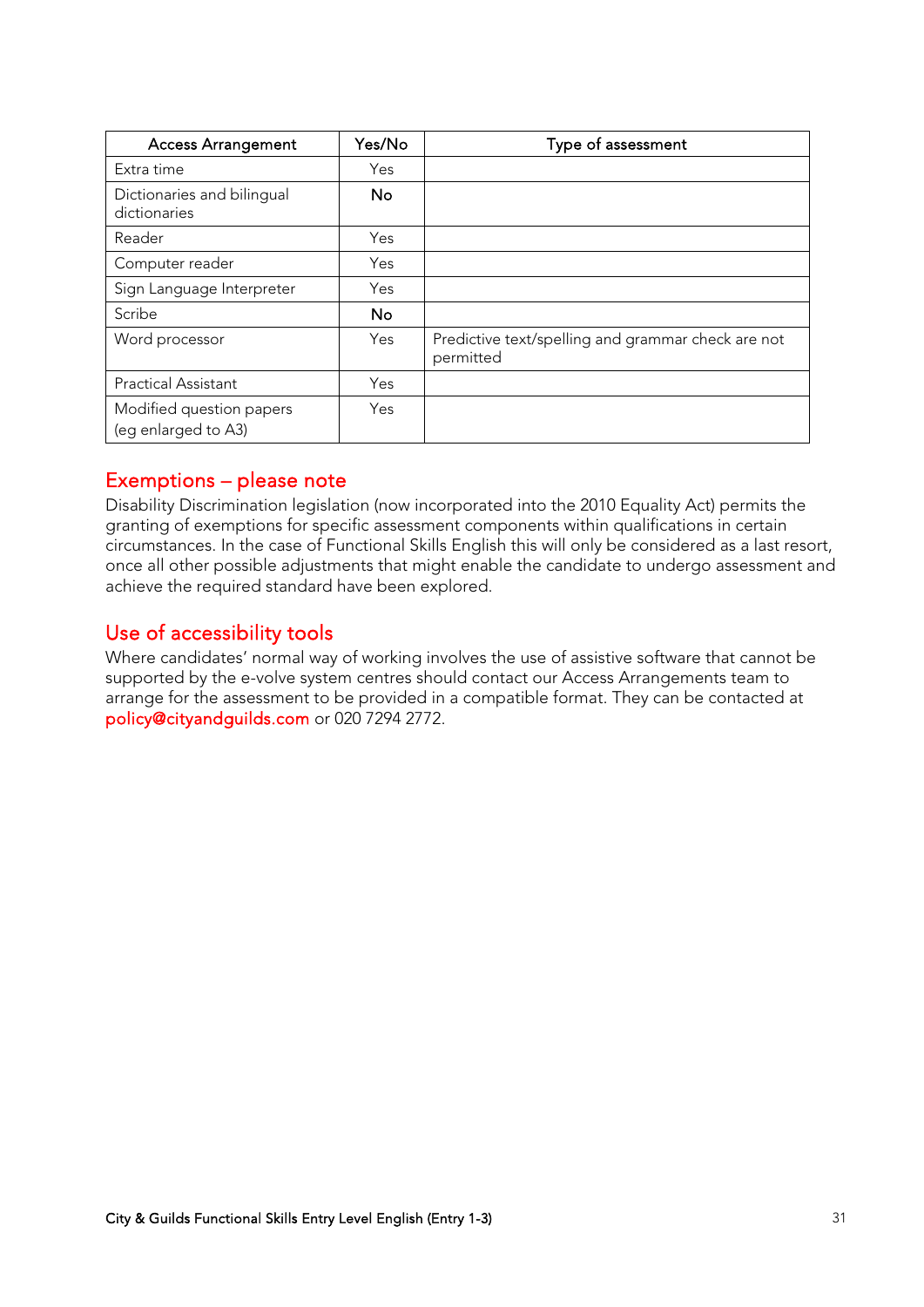| Access Arrangement | Yes/No | Type of assessment |
| --- | --- | --- |
| Extra time | Yes | |
| Dictionaries and bilingual dictionaries | No | |
| Reader | Yes | |
| Computer reader | Yes | |
| Sign Language Interpreter | Yes | |
| Scribe | No | |
| Word processor | Yes | Predictive text/spelling and grammar check are not permitted |
| Practical Assistant | Yes | |
| Modified question papers (eg enlarged to A3) | Yes | |

## Exemptions – please note

Disability Discrimination legislation (now incorporated into the 2010 Equality Act) permits the granting of exemptions for specific assessment components within qualifications in certain circumstances. In the case of Functional Skills English this will only be considered as a last resort, once all other possible adjustments that might enable the candidate to undergo assessment and achieve the required standard have been explored.

## Use of accessibility tools

Where candidates' normal way of working involves the use of assistive software that cannot be supported by the e-volve system centres should contact our Access Arrangements team to arrange for the assessment to be provided in a compatible format. They can be contacted at policy@cityandguilds.com or 020 7294 2772.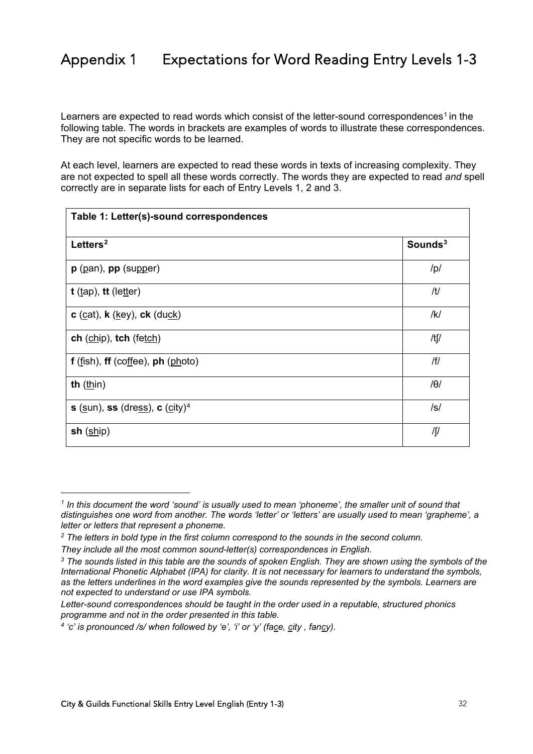# Appendix 1 Expectations for Word Reading Entry Levels 1-3

Learners are expected to read words which consist of the letter-sound correspondences[1] in the following table. The words in brackets are examples of words to illustrate these correspondences. They are not specific words to be learned.

At each level, learners are expected to read these words in texts of increasing complexity. They are not expected to spell all these words correctly. The words they are expected to read *and* spell correctly are in separate lists for each of Entry Levels 1, 2 and 3.

| **Table 1: Letter(s)-sound correspondences** | |
|---|---|
| **Letters**[2] | **Sounds**[3] |
| **p** (pan), **pp** (supper) | /p/ |
| **t** (tap), **tt** (letter) | /t/ |
| **c** (cat), **k** (key), **ck** (duck) | /k/ |
| **ch** (chip), **tch** (fetch) | /tʃ/ |
| **f** (fish), **ff** (coffee), **ph** (photo) | /f/ |
| **th** (thin) | /θ/ |
| **s** (sun), **ss** (dress), **c** (city)[4] | /s/ |
| **sh** (ship) | /ʃ/ |

---

*[1] In this document the word 'sound' is usually used to mean 'phoneme', the smaller unit of sound that distinguishes one word from another. The words 'letter' or 'letters' are usually used to mean 'grapheme', a letter or letters that represent a phoneme.*

*[2] The letters in bold type in the first column correspond to the sounds in the second column. They include all the most common sound-letter(s) correspondences in English.*

*[3] The sounds listed in this table are the sounds of spoken English. They are shown using the symbols of the International Phonetic Alphabet (IPA) for clarity. It is not necessary for learners to understand the symbols, as the letters underlines in the word examples give the sounds represented by the symbols. Learners are not expected to understand or use IPA symbols.*

*Letter-sound correspondences should be taught in the order used in a reputable, structured phonics programme and not in the order presented in this table.*

*[4] 'c' is pronounced /s/ when followed by 'e', 'i' or 'y' (face, city , fancy).*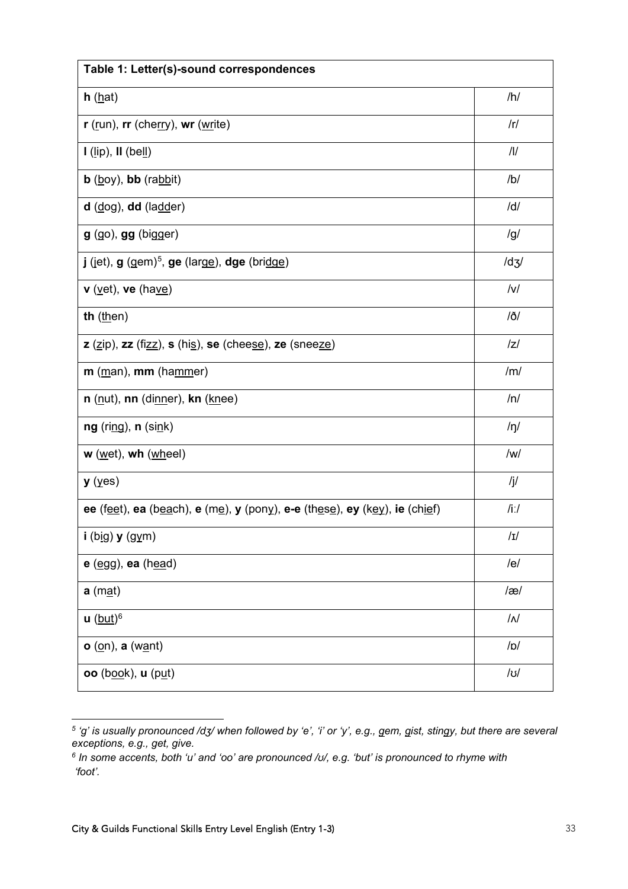| Table 1: Letter(s)-sound correspondences | |
|---|---|
| **h** (hat) | /h/ |
| **r** (run), **rr** (cherry), **wr** (write) | /r/ |
| **l** (lip), **ll** (bell) | /l/ |
| **b** (boy), **bb** (rabbit) | /b/ |
| **d** (dog), **dd** (ladder) | /d/ |
| **g** (go), **gg** (bigger) | /g/ |
| **j** (jet), **g** (gem)[5], **ge** (large), **dge** (bridge) | /dʒ/ |
| **v** (vet), **ve** (have) | /v/ |
| **th** (then) | /ð/ |
| **z** (zip), **zz** (fizz), **s** (his), **se** (cheese), **ze** (sneeze) | /z/ |
| **m** (man), **mm** (hammer) | /m/ |
| **n** (nut), **nn** (dinner), **kn** (knee) | /n/ |
| **ng** (ring), **n** (sink) | /ŋ/ |
| **w** (wet), **wh** (wheel) | /w/ |
| **y** (yes) | /j/ |
| **ee** (feet), **ea** (beach), **e** (me), **y** (pony), **e-e** (these), **ey** (key), **ie** (chief) | /iː/ |
| **i** (big) **y** (gym) | /ɪ/ |
| **e** (egg), **ea** (head) | /e/ |
| **a** (mat) | /æ/ |
| **u** (but)[6] | /ʌ/ |
| **o** (on), **a** (want) | /ɒ/ |
| **oo** (book), **u** (put) | /ʊ/ |

[5] *'g' is usually pronounced /dʒ/ when followed by 'e', 'i' or 'y', e.g., gem, gist, stingy, but there are several exceptions, e.g., get, give.*

[6] *In some accents, both 'u' and 'oo' are pronounced /ʊ/, e.g. 'but' is pronounced to rhyme with 'foot'.*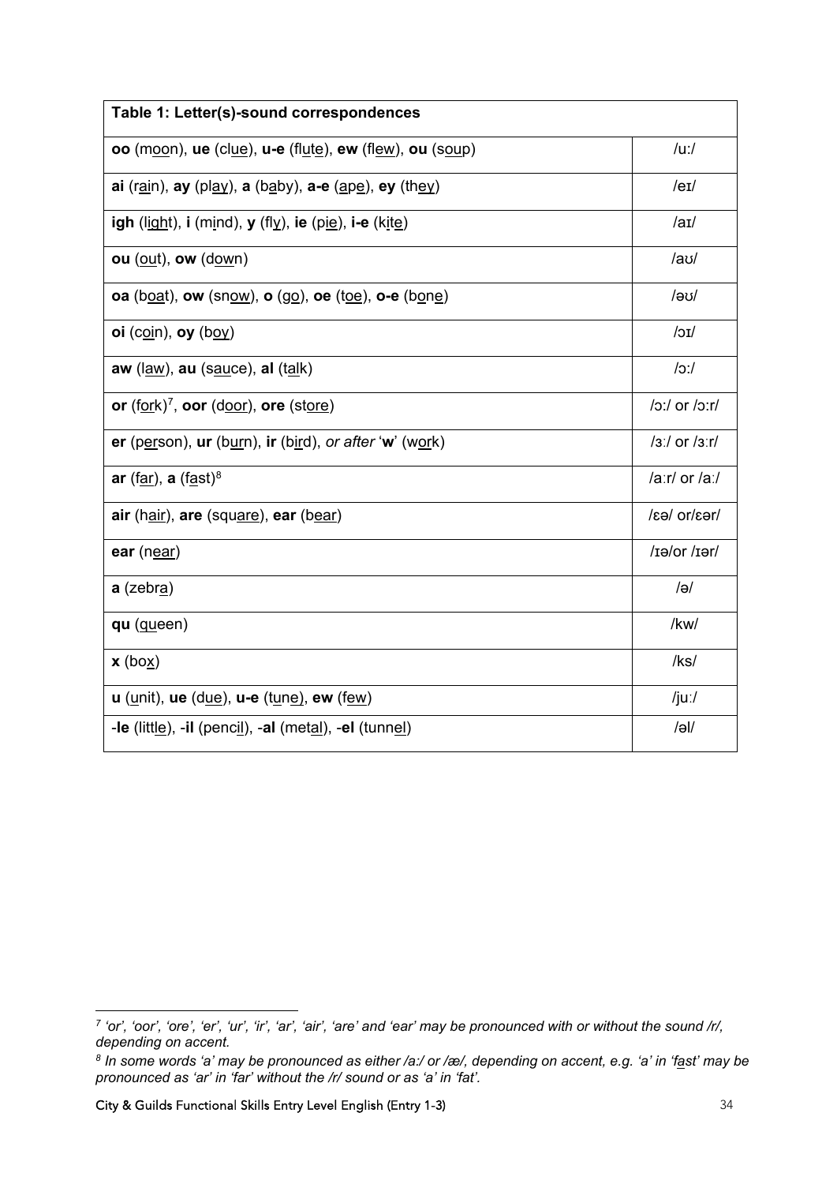| Table 1: Letter(s)-sound correspondences | |
|---|---|
| **oo** (m<u>oo</u>n), **ue** (cl<u>ue</u>), **u-e** (fl<u>u</u>t<u>e</u>), **ew** (fl<u>ew</u>), **ou** (s<u>ou</u>p) | /uː/ |
| **ai** (r<u>ai</u>n), **ay** (pl<u>ay</u>), **a** (b<u>a</u>by), **a-e** (<u>a</u>p<u>e</u>), **ey** (th<u>ey</u>) | /eɪ/ |
| **igh** (l<u>igh</u>t), **i** (m<u>i</u>nd), **y** (fl<u>y</u>), **ie** (p<u>ie</u>), **i-e** (k<u>i</u>t<u>e</u>) | /aɪ/ |
| **ou** (<u>ou</u>t), **ow** (d<u>ow</u>n) | /aʊ/ |
| **oa** (b<u>oa</u>t), **ow** (sn<u>ow</u>), **o** (g<u>o</u>), **oe** (t<u>oe</u>), **o-e** (b<u>o</u>n<u>e</u>) | /əʊ/ |
| **oi** (c<u>oi</u>n), **oy** (b<u>oy</u>) | /ɔɪ/ |
| **aw** (l<u>aw</u>), **au** (s<u>au</u>ce), **al** (t<u>al</u>k) | /ɔː/ |
| **or** (f<u>or</u>k)[7], **oor** (d<u>oor</u>), **ore** (st<u>ore</u>) | /ɔː/ or /ɔːr/ |
| **er** (p<u>er</u>son), **ur** (b<u>ur</u>n), **ir** (b<u>ir</u>d), *or after* '**w**' (w<u>or</u>k) | /ɜː/ or /ɜːr/ |
| **ar** (f<u>ar</u>), **a** (f<u>a</u>st)[8] | /aːr/ or /aː/ |
| **air** (h<u>air</u>), **are** (squ<u>are</u>), **ear** (b<u>ear</u>) | /ɛə/ or/ɛər/ |
| **ear** (n<u>ear</u>) | /ɪə/or /ɪər/ |
| **a** (zebr<u>a</u>) | /ə/ |
| **qu** (<u>qu</u>een) | /kw/ |
| **x** (bo<u>x</u>) | /ks/ |
| **u** (<u>u</u>nit), **ue** (d<u>ue</u>), **u-e** (t<u>u</u>n<u>e</u>), **ew** (f<u>ew</u>) | /juː/ |
| -**le** (littl<u>e</u>), -**il** (penc<u>il</u>), -**al** (met<u>al</u>), -**el** (tunn<u>el</u>) | /əl/ |

*[7] 'or', 'oor', 'ore', 'er', 'ur', 'ir', 'ar', 'air', 'are' and 'ear' may be pronounced with or without the sound /r/, depending on accent.*

*[8] In some words 'a' may be pronounced as either /a:/ or /æ/, depending on accent, e.g. 'a' in 'f<u>a</u>st' may be pronounced as 'ar' in 'far' without the /r/ sound or as 'a' in 'fat'.*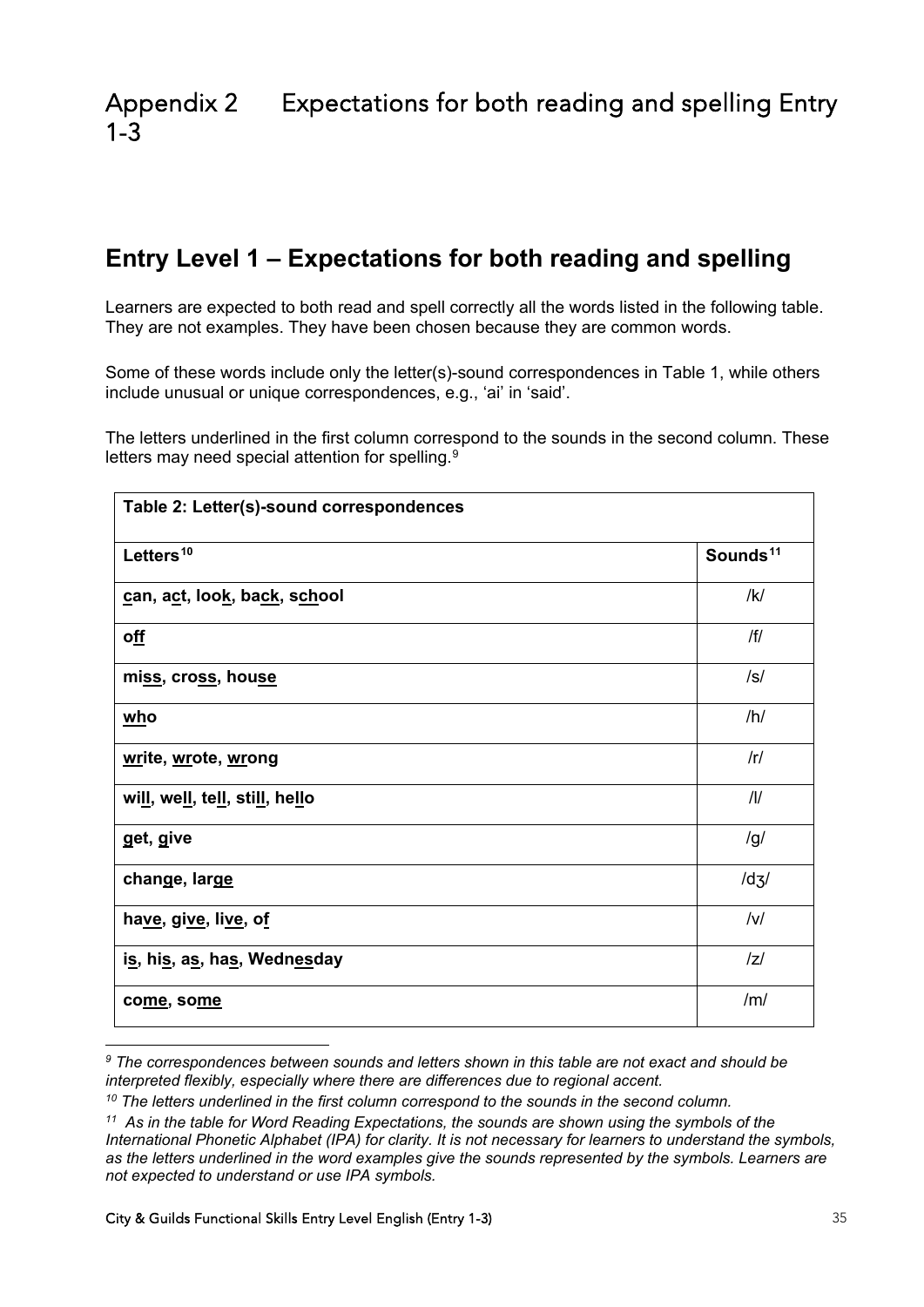# Appendix 2 Expectations for both reading and spelling Entry 1-3

## Entry Level 1 – Expectations for both reading and spelling

Learners are expected to both read and spell correctly all the words listed in the following table. They are not examples. They have been chosen because they are common words.

Some of these words include only the letter(s)-sound correspondences in Table 1, while others include unusual or unique correspondences, e.g., 'ai' in 'said'.

The letters underlined in the first column correspond to the sounds in the second column. These letters may need special attention for spelling.[9]

| Table 2: Letter(s)-sound correspondences | |
|---|---|
| **Letters[10]** | **Sounds[11]** |
| **can, act, look, back, school** | /k/ |
| **off** | /f/ |
| **miss, cross, house** | /s/ |
| **who** | /h/ |
| **write, wrote, wrong** | /r/ |
| **will, well, tell, still, hello** | /l/ |
| **get, give** | /g/ |
| **change, large** | /dʒ/ |
| **have, give, live, of** | /v/ |
| **is, his, as, has, Wednesday** | /z/ |
| **come, some** | /m/ |

*[9] The correspondences between sounds and letters shown in this table are not exact and should be interpreted flexibly, especially where there are differences due to regional accent.*

*[10] The letters underlined in the first column correspond to the sounds in the second column.*

*[11] As in the table for Word Reading Expectations, the sounds are shown using the symbols of the International Phonetic Alphabet (IPA) for clarity. It is not necessary for learners to understand the symbols, as the letters underlined in the word examples give the sounds represented by the symbols. Learners are not expected to understand or use IPA symbols.*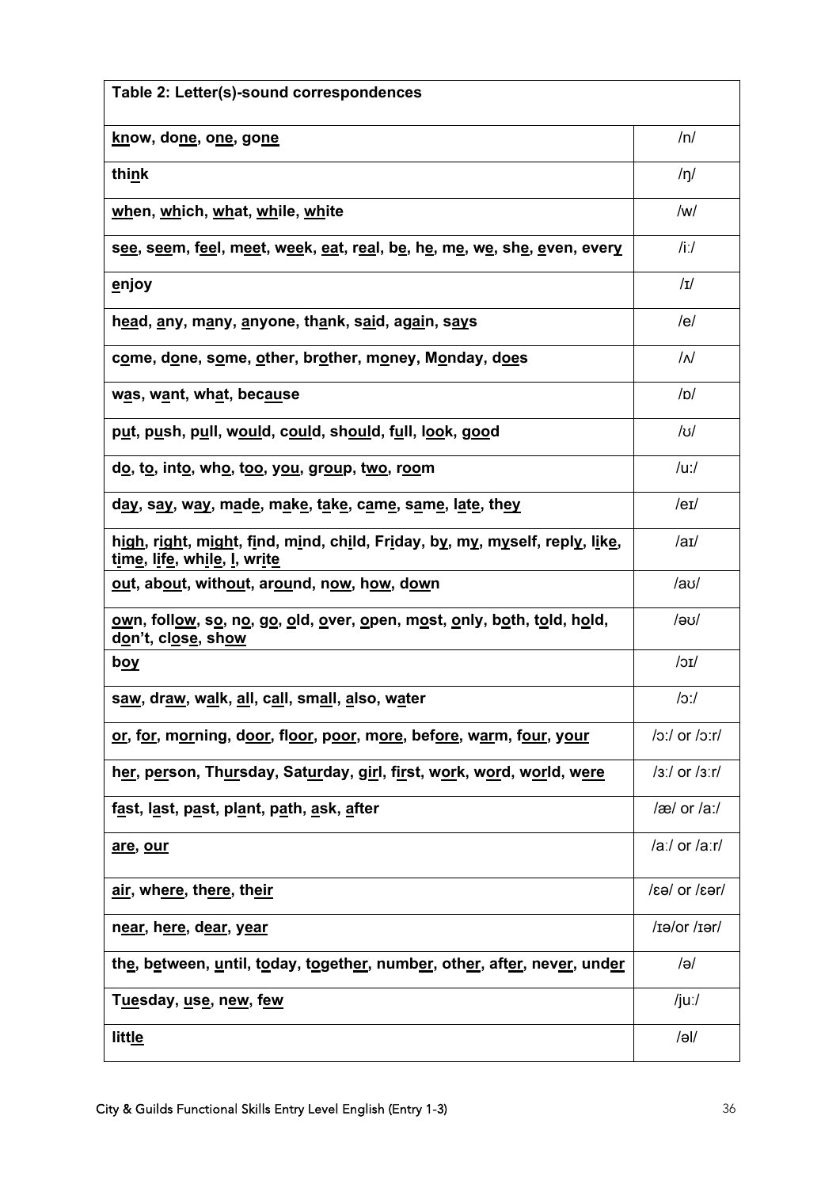| Table 2: Letter(s)-sound correspondences | |
|---|---|
| know, done, one, gone | /n/ |
| think | /ŋ/ |
| when, which, what, while, white | /w/ |
| see, seem, feel, meet, week, eat, real, be, he, me, we, she, even, every | /iː/ |
| enjoy | /ɪ/ |
| head, any, many, anyone, thank, said, again, says | /e/ |
| come, done, some, other, brother, money, Monday, does | /ʌ/ |
| was, want, what, because | /ɒ/ |
| put, push, pull, would, could, should, full, look, good | /ʊ/ |
| do, to, into, who, too, you, group, two, room | /uː/ |
| day, say, way, made, make, take, came, same, late, they | /eɪ/ |
| high, right, might, find, mind, child, Friday, by, my, myself, reply, like, time, life, while, I, write | /aɪ/ |
| out, about, without, around, now, how, down | /aʊ/ |
| own, follow, so, no, go, old, over, open, most, only, both, told, hold, don't, close, show | /əʊ/ |
| boy | /ɔɪ/ |
| saw, draw, walk, all, call, small, also, water | /ɔː/ |
| or, for, morning, door, floor, poor, more, before, warm, four, your | /ɔː/ or /ɔːr/ |
| her, person, Thursday, Saturday, girl, first, work, word, world, were | /ɜː/ or /ɜːr/ |
| fast, last, past, plant, path, ask, after | /æ/ or /aː/ |
| are, our | /aː/ or /aːr/ |
| air, where, there, their | /ɛə/ or /ɛər/ |
| near, here, dear, year | /ɪə/or /ɪər/ |
| the, between, until, today, together, number, other, after, never, under | /ə/ |
| Tuesday, use, new, few | /juː/ |
| little | /əl/ |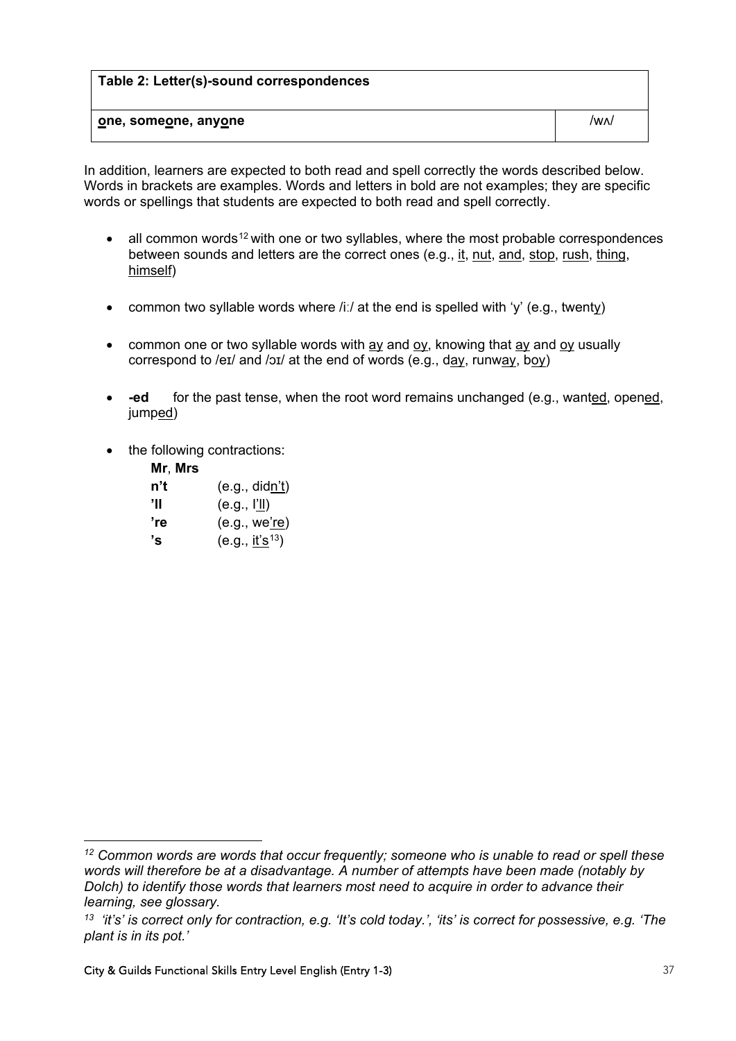| Table 2: Letter(s)-sound correspondences | |
|---|---|
| **one, someone, anyone** | /wʌ/ |

In addition, learners are expected to both read and spell correctly the words described below. Words in brackets are examples. Words and letters in bold are not examples; they are specific words or spellings that students are expected to both read and spell correctly.

- all common words[12] with one or two syllables, where the most probable correspondences between sounds and letters are the correct ones (e.g., it, nut, and, stop, rush, thing, himself)
- common two syllable words where /iː/ at the end is spelled with 'y' (e.g., twenty)
- common one or two syllable words with ay and oy, knowing that ay and oy usually correspond to /eɪ/ and /ɔɪ/ at the end of words (e.g., day, runway, boy)
- **-ed** for the past tense, when the root word remains unchanged (e.g., wanted, opened, jumped)
- the following contractions:

  **Mr**, **Mrs**
  **n't** (e.g., didn't)
  **'ll** (e.g., I'll)
  **'re** (e.g., we're)
  **'s** (e.g., it's[13])

---

*[12] Common words are words that occur frequently; someone who is unable to read or spell these words will therefore be at a disadvantage. A number of attempts have been made (notably by Dolch) to identify those words that learners most need to acquire in order to advance their learning, see glossary.*

*[13] 'it's' is correct only for contraction, e.g. 'It's cold today.', 'its' is correct for possessive, e.g. 'The plant is in its pot.'*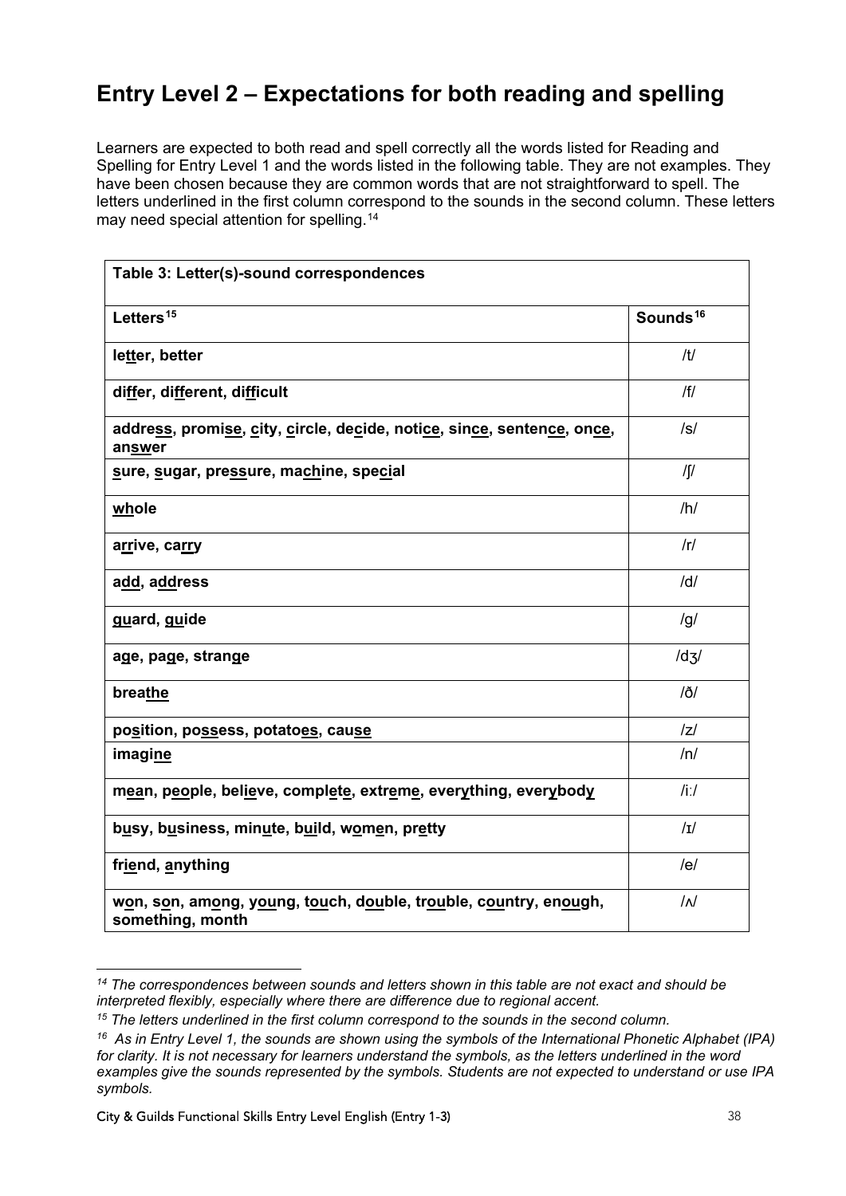## Entry Level 2 – Expectations for both reading and spelling

Learners are expected to both read and spell correctly all the words listed for Reading and Spelling for Entry Level 1 and the words listed in the following table. They are not examples. They have been chosen because they are common words that are not straightforward to spell. The letters underlined in the first column correspond to the sounds in the second column. These letters may need special attention for spelling.[14]

**Table 3: Letter(s)-sound correspondences**

| Letters[15] | Sounds[16] |
|---|---|
| letter, better | /t/ |
| differ, different, difficult | /f/ |
| address, promise, city, circle, decide, notice, since, sentence, once, answer | /s/ |
| sure, sugar, pressure, machine, special | /ʃ/ |
| whole | /h/ |
| arrive, carry | /r/ |
| add, address | /d/ |
| guard, guide | /g/ |
| age, page, strange | /dʒ/ |
| breathe | /ð/ |
| position, possess, potatoes, cause | /z/ |
| imagine | /n/ |
| mean, people, believe, complete, extreme, everything, everybody | /iː/ |
| busy, business, minute, build, women, pretty | /ɪ/ |
| friend, anything | /e/ |
| won, son, among, young, touch, double, trouble, country, enough, something, month | /ʌ/ |

*[14] The correspondences between sounds and letters shown in this table are not exact and should be interpreted flexibly, especially where there are difference due to regional accent.*

*[15] The letters underlined in the first column correspond to the sounds in the second column.*

*[16] As in Entry Level 1, the sounds are shown using the symbols of the International Phonetic Alphabet (IPA) for clarity. It is not necessary for learners understand the symbols, as the letters underlined in the word examples give the sounds represented by the symbols. Students are not expected to understand or use IPA symbols.*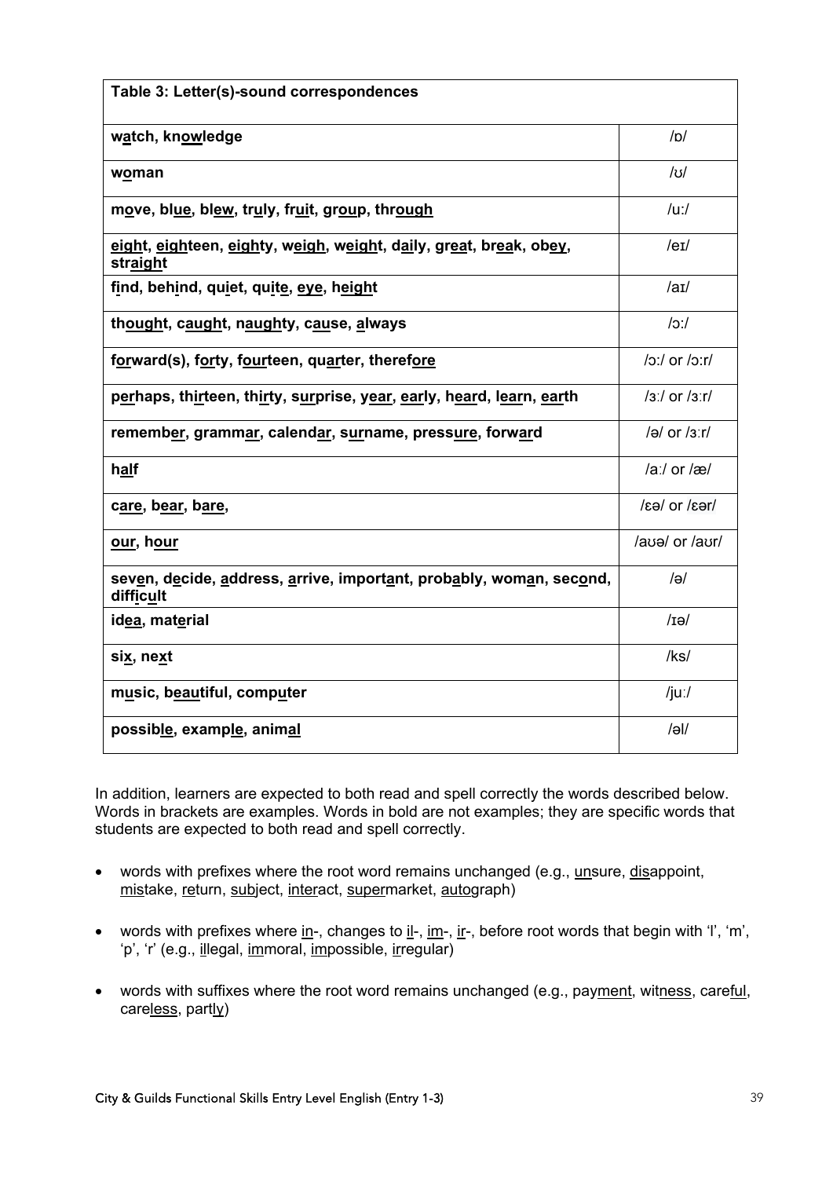| Table 3: Letter(s)-sound correspondences | |
|---|---|
| w<u>a</u>tch, kn<u>ow</u>ledge | /ɒ/ |
| w<u>o</u>man | /ʊ/ |
| m<u>o</u>ve, bl<u>ue</u>, bl<u>ew</u>, tr<u>u</u>ly, fr<u>ui</u>t, gr<u>ou</u>p, thr<u>ough</u> | /uː/ |
| <u>eigh</u>t, <u>eigh</u>teen, <u>eigh</u>ty, w<u>eigh</u>, w<u>eigh</u>t, d<u>ai</u>ly, gr<u>ea</u>t, br<u>ea</u>k, ob<u>ey</u>, str<u>aigh</u>t | /eɪ/ |
| f<u>i</u>nd, beh<u>i</u>nd, qu<u>i</u>et, qu<u>i</u>t<u>e</u>, <u>eye</u>, h<u>eigh</u>t | /aɪ/ |
| th<u>ough</u>t, c<u>augh</u>t, n<u>augh</u>ty, c<u>au</u>se, <u>a</u>lways | /ɔː/ |
| f<u>or</u>ward(s), f<u>or</u>ty, f<u>our</u>teen, qu<u>ar</u>ter, theref<u>ore</u> | /ɔː/ or /ɔːr/ |
| p<u>er</u>haps, th<u>ir</u>teen, th<u>ir</u>ty, s<u>ur</u>prise, y<u>ear</u>, <u>ear</u>ly, h<u>ear</u>d, l<u>ear</u>n, <u>ear</u>th | /ɜː/ or /ɜːr/ |
| rememb<u>er</u>, gramm<u>ar</u>, calend<u>ar</u>, s<u>ur</u>name, press<u>ure</u>, forw<u>ar</u>d | /ə/ or /ɜːr/ |
| h<u>al</u>f | /aː/ or /æ/ |
| c<u>are</u>, b<u>ear</u>, b<u>are</u>, | /ɛə/ or /ɛər/ |
| <u>our</u>, h<u>our</u> | /aʊə/ or /aʊr/ |
| sev<u>e</u>n, d<u>e</u>cide, <u>a</u>ddress, <u>a</u>rrive, import<u>a</u>nt, prob<u>a</u>bly, wom<u>a</u>n, sec<u>o</u>nd, diffic<u>u</u>lt | /ə/ |
| id<u>ea</u>, mat<u>e</u>rial | /ɪə/ |
| si<u>x</u>, ne<u>x</u>t | /ks/ |
| m<u>u</u>sic, b<u>eau</u>tiful, comp<u>u</u>ter | /juː/ |
| possib<u>le</u>, examp<u>le</u>, anim<u>al</u> | /əl/ |

In addition, learners are expected to both read and spell correctly the words described below. Words in brackets are examples. Words in bold are not examples; they are specific words that students are expected to both read and spell correctly.

- words with prefixes where the root word remains unchanged (e.g., <u>un</u>sure, <u>dis</u>appoint, <u>mis</u>take, <u>re</u>turn, <u>sub</u>ject, <u>inter</u>act, <u>super</u>market, <u>auto</u>graph)
- words with prefixes where <u>in</u>-, changes to <u>il</u>-, <u>im</u>-, <u>ir</u>-, before root words that begin with 'l', 'm', 'p', 'r' (e.g., <u>il</u>legal, <u>im</u>moral, <u>im</u>possible, <u>ir</u>regular)
- words with suffixes where the root word remains unchanged (e.g., pay<u>ment</u>, wit<u>ness</u>, care<u>ful</u>, care<u>less</u>, part<u>ly</u>)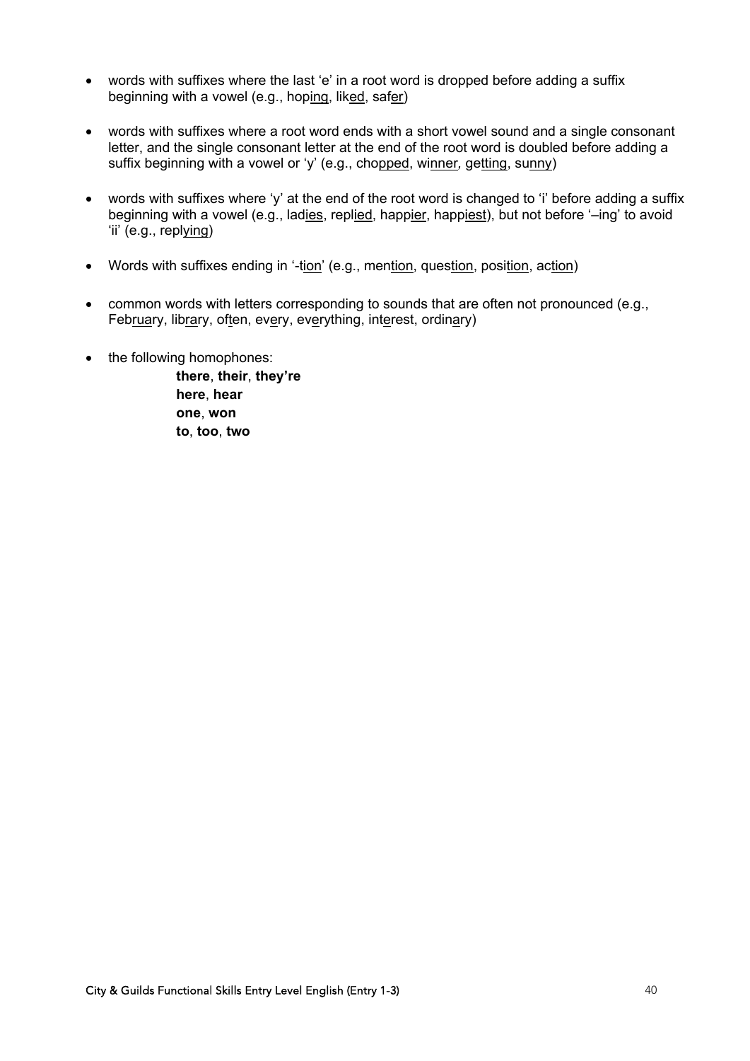- words with suffixes where the last 'e' in a root word is dropped before adding a suffix beginning with a vowel (e.g., hop<u>ing</u>, lik<u>ed</u>, saf<u>er</u>)

- words with suffixes where a root word ends with a short vowel sound and a single consonant letter, and the single consonant letter at the end of the root word is doubled before adding a suffix beginning with a vowel or 'y' (e.g., cho<u>pped</u>, wi<u>nner</u>, ge<u>tting</u>, su<u>nny</u>)

- words with suffixes where 'y' at the end of the root word is changed to 'i' before adding a suffix beginning with a vowel (e.g., lad<u>ies</u>, repl<u>ied</u>, happ<u>ier</u>, happ<u>iest</u>), but not before '–ing' to avoid 'ii' (e.g., repl<u>ying</u>)

- Words with suffixes ending in '-<u>tion</u>' (e.g., men<u>tion</u>, ques<u>tion</u>, posi<u>tion</u>, ac<u>tion</u>)

- common words with letters corresponding to sounds that are often not pronounced (e.g., Feb<u>rua</u>ry, lib<u>ra</u>ry, of<u>t</u>en, ev<u>e</u>ry, ev<u>e</u>rything, int<u>e</u>rest, ordin<u>a</u>ry)

- the following homophones:

  **there**, **their**, **they're**
  **here**, **hear**
  **one**, **won**
  **to**, **too**, **two**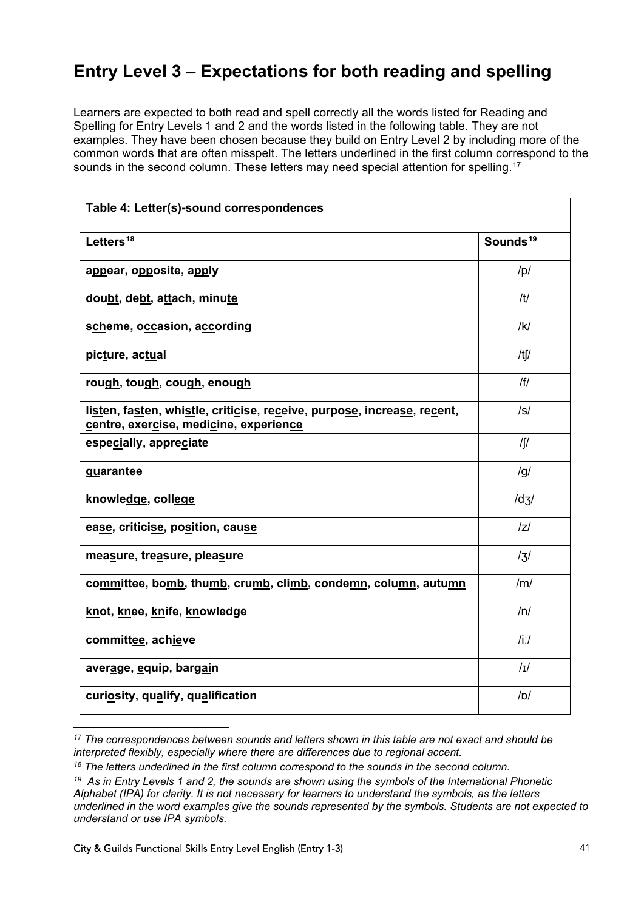# Entry Level 3 – Expectations for both reading and spelling

Learners are expected to both read and spell correctly all the words listed for Reading and Spelling for Entry Levels 1 and 2 and the words listed in the following table. They are not examples. They have been chosen because they build on Entry Level 2 by including more of the common words that are often misspelt. The letters underlined in the first column correspond to the sounds in the second column. These letters may need special attention for spelling.[17]

| **Table 4: Letter(s)-sound correspondences** | |
|---|---|
| **Letters[18]** | **Sounds[19]** |
| **ap<u>p</u>ear, op<u>p</u>osite, ap<u>p</u>ly** | /p/ |
| **dou<u>bt</u>, de<u>bt</u>, a<u>tt</u>ach, minu<u>te</u>** | /t/ |
| **s<u>ch</u>eme, o<u>cc</u>asion, a<u>cc</u>ording** | /k/ |
| **pic<u>t</u>ure, ac<u>tu</u>al** | /tʃ/ |
| **rou<u>gh</u>, tou<u>gh</u>, cou<u>gh</u>, enou<u>gh</u>** | /f/ |
| **li<u>st</u>en, fa<u>st</u>en, whi<u>st</u>le, criti<u>c</u>ise, re<u>c</u>eive, purpo<u>se</u>, increa<u>se</u>, re<u>c</u>ent, <u>c</u>entre, exer<u>c</u>ise, medi<u>c</u>ine, experien<u>ce</u>** | /s/ |
| **espe<u>ci</u>ally, appre<u>c</u>iate** | /ʃ/ |
| **<u>gu</u>arantee** | /g/ |
| **knowle<u>dge</u>, coll<u>ege</u>** | /dʒ/ |
| **ea<u>se</u>, critici<u>se</u>, po<u>s</u>ition, cau<u>se</u>** | /z/ |
| **mea<u>s</u>ure, tre<u>a</u>sure, plea<u>s</u>ure** | /ʒ/ |
| **co<u>mm</u>ittee, bo<u>mb</u>, thu<u>mb</u>, cru<u>mb</u>, cli<u>mb</u>, conde<u>mn</u>, colu<u>mn</u>, autu<u>mn</u>** | /m/ |
| **<u>kn</u>ot, <u>kn</u>ee, <u>kn</u>ife, <u>kn</u>owledge** | /n/ |
| **committ<u>ee</u>, achi<u>e</u>ve** | /iː/ |
| **aver<u>a</u>ge, <u>e</u>quip, barg<u>ai</u>n** | /ɪ/ |
| **curi<u>o</u>sity, qu<u>a</u>lify, qu<u>a</u>lification** | /ɒ/ |

---

*[17] The correspondences between sounds and letters shown in this table are not exact and should be interpreted flexibly, especially where there are differences due to regional accent.*

*[18] The letters underlined in the first column correspond to the sounds in the second column.*

*[19] As in Entry Levels 1 and 2, the sounds are shown using the symbols of the International Phonetic Alphabet (IPA) for clarity. It is not necessary for learners to understand the symbols, as the letters underlined in the word examples give the sounds represented by the symbols. Students are not expected to understand or use IPA symbols.*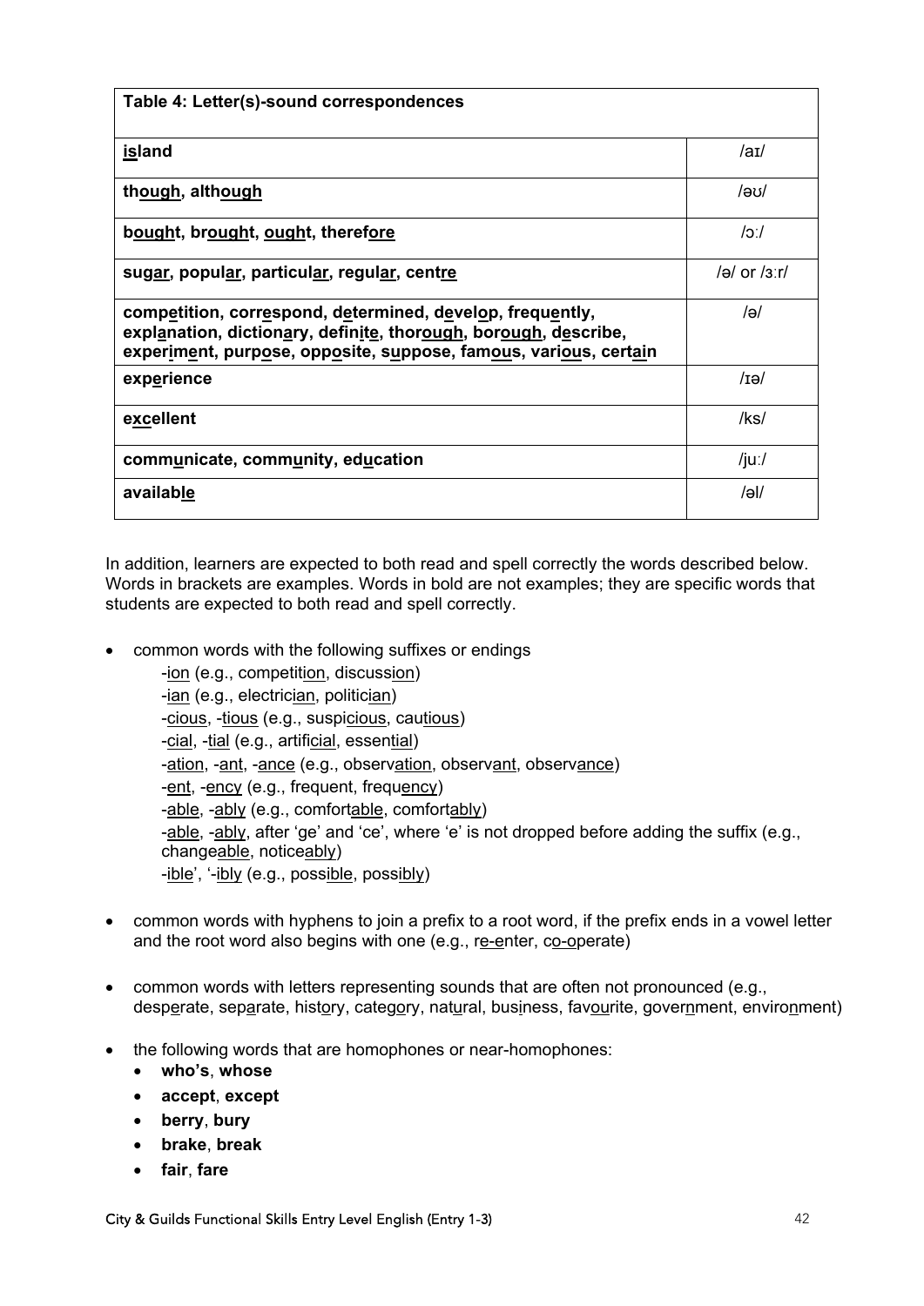| Table 4: Letter(s)-sound correspondences | |
|---|---|
| **<u>is</u>land** | /aɪ/ |
| **th<u>ough</u>, alth<u>ough</u>** | /əʊ/ |
| **b<u>ough</u>t, br<u>ough</u>t, <u>ough</u>t, theref<u>ore</u>** | /ɔː/ |
| **sug<u>ar</u>, popul<u>ar</u>, particul<u>ar</u>, regul<u>ar</u>, cent<u>re</u>** | /ə/ or /ɜːr/ |
| **comp<u>e</u>tition, corr<u>e</u>spond, d<u>e</u>termined, d<u>e</u>vel<u>o</u>p, frequ<u>e</u>ntly, expl<u>a</u>nation, diction<u>a</u>ry, defin<u>i</u>te, thor<u>ough</u>, bor<u>ough</u>, d<u>e</u>scribe, exper<u>i</u>m<u>e</u>nt, purp<u>o</u>se, opp<u>o</u>site, s<u>u</u>ppose, fam<u>ou</u>s, vari<u>ou</u>s, cert<u>ai</u>n** | /ə/ |
| **exp<u>e</u>rience** | /ɪə/ |
| **e<u>xc</u>ellent** | /ks/ |
| **comm<u>u</u>nicate, comm<u>u</u>nity, ed<u>u</u>cation** | /juː/ |
| **availab<u>le</u>** | /əl/ |

In addition, learners are expected to both read and spell correctly the words described below. Words in brackets are examples. Words in bold are not examples; they are specific words that students are expected to both read and spell correctly.

- common words with the following suffixes or endings
  - -<u>ion</u> (e.g., competit<u>ion</u>, discuss<u>ion</u>)
  - -<u>ian</u> (e.g., electric<u>ian</u>, politic<u>ian</u>)
  - -<u>cious</u>, -<u>tious</u> (e.g., suspi<u>cious</u>, cau<u>tious</u>)
  - -<u>cial</u>, -<u>tial</u> (e.g., artifi<u>cial</u>, essen<u>tial</u>)
  - -<u>ation</u>, -<u>ant</u>, -<u>ance</u> (e.g., observ<u>ation</u>, observ<u>ant</u>, observ<u>ance</u>)
  - -<u>ent</u>, -<u>ency</u> (e.g., frequent, frequ<u>ency</u>)
  - -<u>able</u>, -<u>ably</u> (e.g., comfort<u>able</u>, comfort<u>ably</u>)
  - -<u>able</u>, -<u>ably</u>, after 'ge' and 'ce', where 'e' is not dropped before adding the suffix (e.g., change<u>able</u>, notice<u>ably</u>)
  - -<u>ible</u>', '-<u>ibly</u> (e.g., poss<u>ible</u>, poss<u>ibly</u>)

- common words with hyphens to join a prefix to a root word, if the prefix ends in a vowel letter and the root word also begins with one (e.g., r<u>e-e</u>nter, c<u>o-o</u>perate)

- common words with letters representing sounds that are often not pronounced (e.g., desp<u>e</u>rate, sep<u>a</u>rate, hist<u>o</u>ry, categ<u>o</u>ry, nat<u>u</u>ral, bus<u>i</u>ness, fav<u>ou</u>rite, gover<u>n</u>ment, enviro<u>n</u>ment)

- the following words that are homophones or near-homophones:
  - **who's**, **whose**
  - **accept**, **except**
  - **berry**, **bury**
  - **brake**, **break**
  - **fair**, **fare**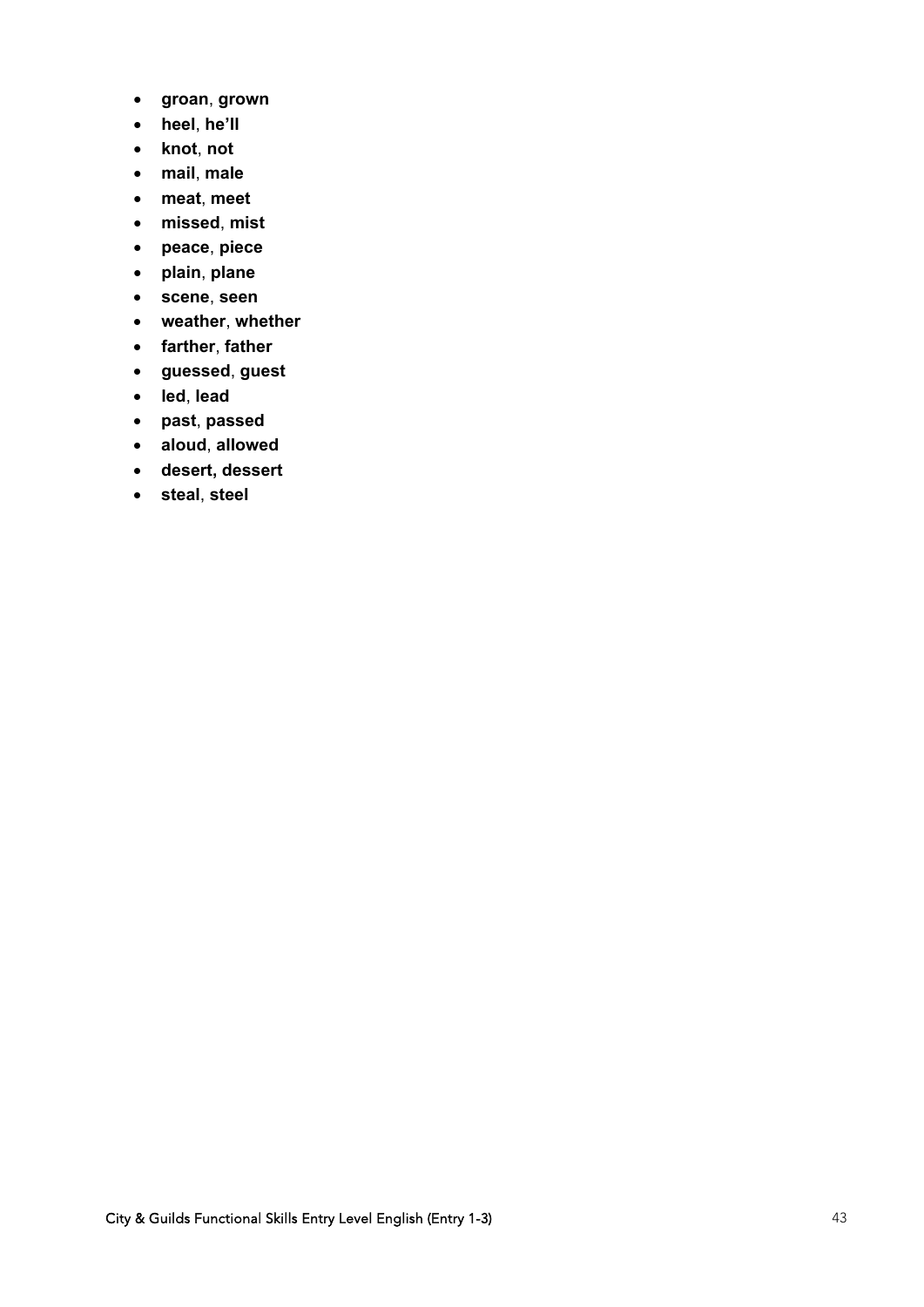- **groan**, **grown**
- **heel**, **he'll**
- **knot**, **not**
- **mail**, **male**
- **meat**, **meet**
- **missed**, **mist**
- **peace**, **piece**
- **plain**, **plane**
- **scene**, **seen**
- **weather**, **whether**
- **farther**, **father**
- **guessed**, **guest**
- **led**, **lead**
- **past**, **passed**
- **aloud**, **allowed**
- **desert, dessert**
- **steal**, **steel**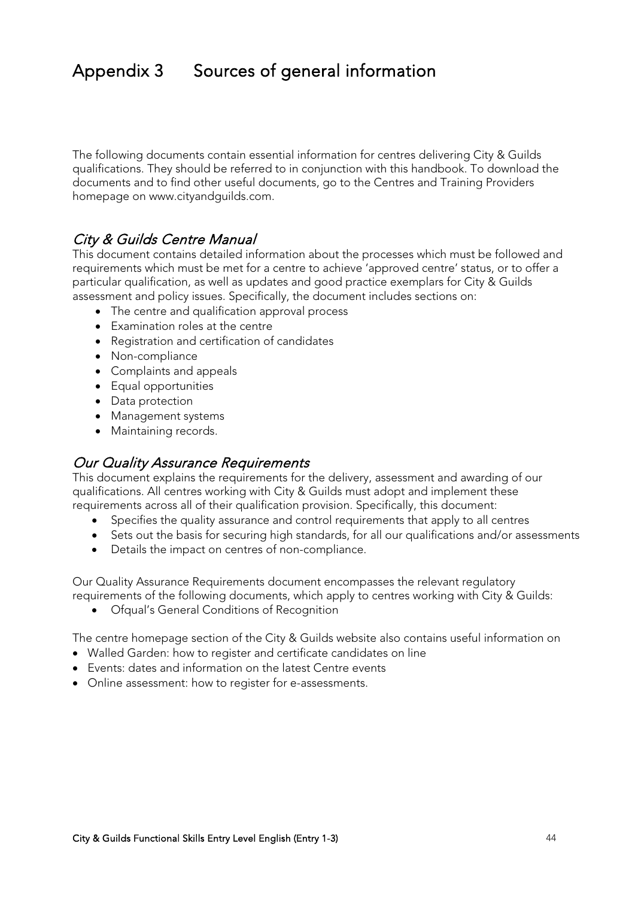# Appendix 3 Sources of general information

The following documents contain essential information for centres delivering City & Guilds qualifications. They should be referred to in conjunction with this handbook. To download the documents and to find other useful documents, go to the Centres and Training Providers homepage on www.cityandguilds.com.

## *City & Guilds Centre Manual*

This document contains detailed information about the processes which must be followed and requirements which must be met for a centre to achieve 'approved centre' status, or to offer a particular qualification, as well as updates and good practice exemplars for City & Guilds assessment and policy issues. Specifically, the document includes sections on:

- The centre and qualification approval process
- Examination roles at the centre
- Registration and certification of candidates
- Non-compliance
- Complaints and appeals
- Equal opportunities
- Data protection
- Management systems
- Maintaining records.

## *Our Quality Assurance Requirements*

This document explains the requirements for the delivery, assessment and awarding of our qualifications. All centres working with City & Guilds must adopt and implement these requirements across all of their qualification provision. Specifically, this document:

- Specifies the quality assurance and control requirements that apply to all centres
- Sets out the basis for securing high standards, for all our qualifications and/or assessments
- Details the impact on centres of non-compliance.

Our Quality Assurance Requirements document encompasses the relevant regulatory requirements of the following documents, which apply to centres working with City & Guilds:

- Ofqual's General Conditions of Recognition

The centre homepage section of the City & Guilds website also contains useful information on

- Walled Garden: how to register and certificate candidates on line
- Events: dates and information on the latest Centre events
- Online assessment: how to register for e-assessments.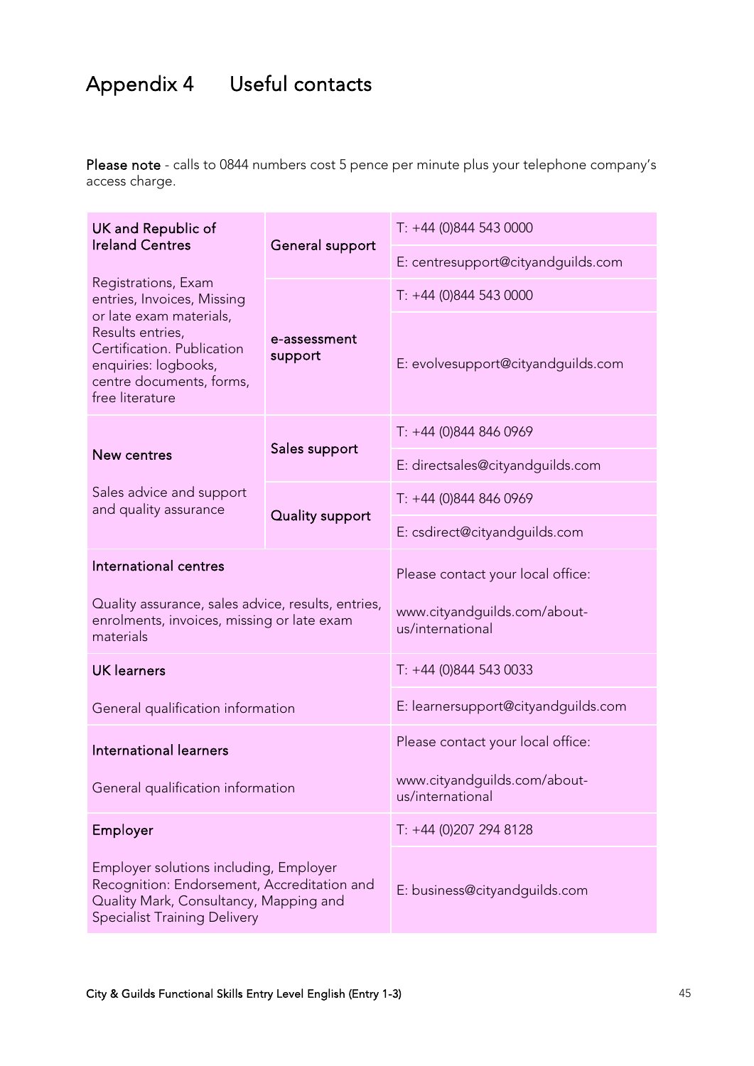# Appendix 4 Useful contacts

**Please note** - calls to 0844 numbers cost 5 pence per minute plus your telephone company's access charge.

| Contact | Support | Details |
|---|---|---|
| **UK and Republic of Ireland Centres**<br><br>Registrations, Exam entries, Invoices, Missing or late exam materials, Results entries, Certification. Publication enquiries: logbooks, centre documents, forms, free literature | General support | T: +44 (0)844 543 0000<br>E: centresupport@cityandguilds.com |
| | e-assessment support | T: +44 (0)844 543 0000<br>E: evolvesupport@cityandguilds.com |
| **New centres**<br><br>Sales advice and support and quality assurance | Sales support | T: +44 (0)844 846 0969<br>E: directsales@cityandguilds.com |
| | Quality support | T: +44 (0)844 846 0969<br>E: csdirect@cityandguilds.com |
| **International centres**<br><br>Quality assurance, sales advice, results, entries, enrolments, invoices, missing or late exam materials | | Please contact your local office:<br>www.cityandguilds.com/about-us/international |
| **UK learners**<br><br>General qualification information | | T: +44 (0)844 543 0033<br>E: learnersupport@cityandguilds.com |
| **International learners**<br><br>General qualification information | | Please contact your local office:<br>www.cityandguilds.com/about-us/international |
| **Employer**<br><br>Employer solutions including, Employer Recognition: Endorsement, Accreditation and Quality Mark, Consultancy, Mapping and Specialist Training Delivery | | T: +44 (0)207 294 8128<br>E: business@cityandguilds.com |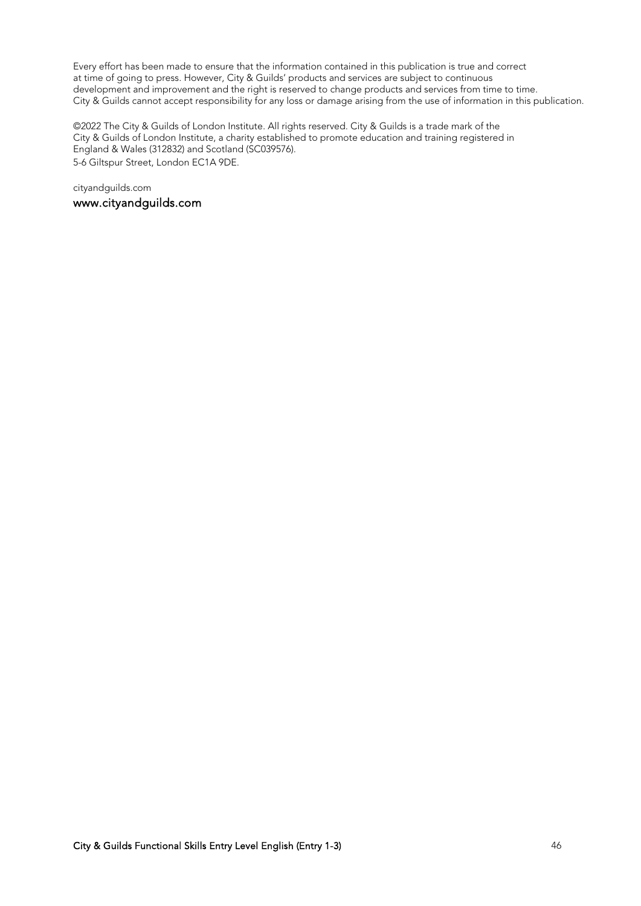Every effort has been made to ensure that the information contained in this publication is true and correct at time of going to press. However, City & Guilds' products and services are subject to continuous development and improvement and the right is reserved to change products and services from time to time. City & Guilds cannot accept responsibility for any loss or damage arising from the use of information in this publication.

©2022 The City & Guilds of London Institute. All rights reserved. City & Guilds is a trade mark of the City & Guilds of London Institute, a charity established to promote education and training registered in England & Wales (312832) and Scotland (SC039576).
5-6 Giltspur Street, London EC1A 9DE.

cityandguilds.com

www.cityandguilds.com